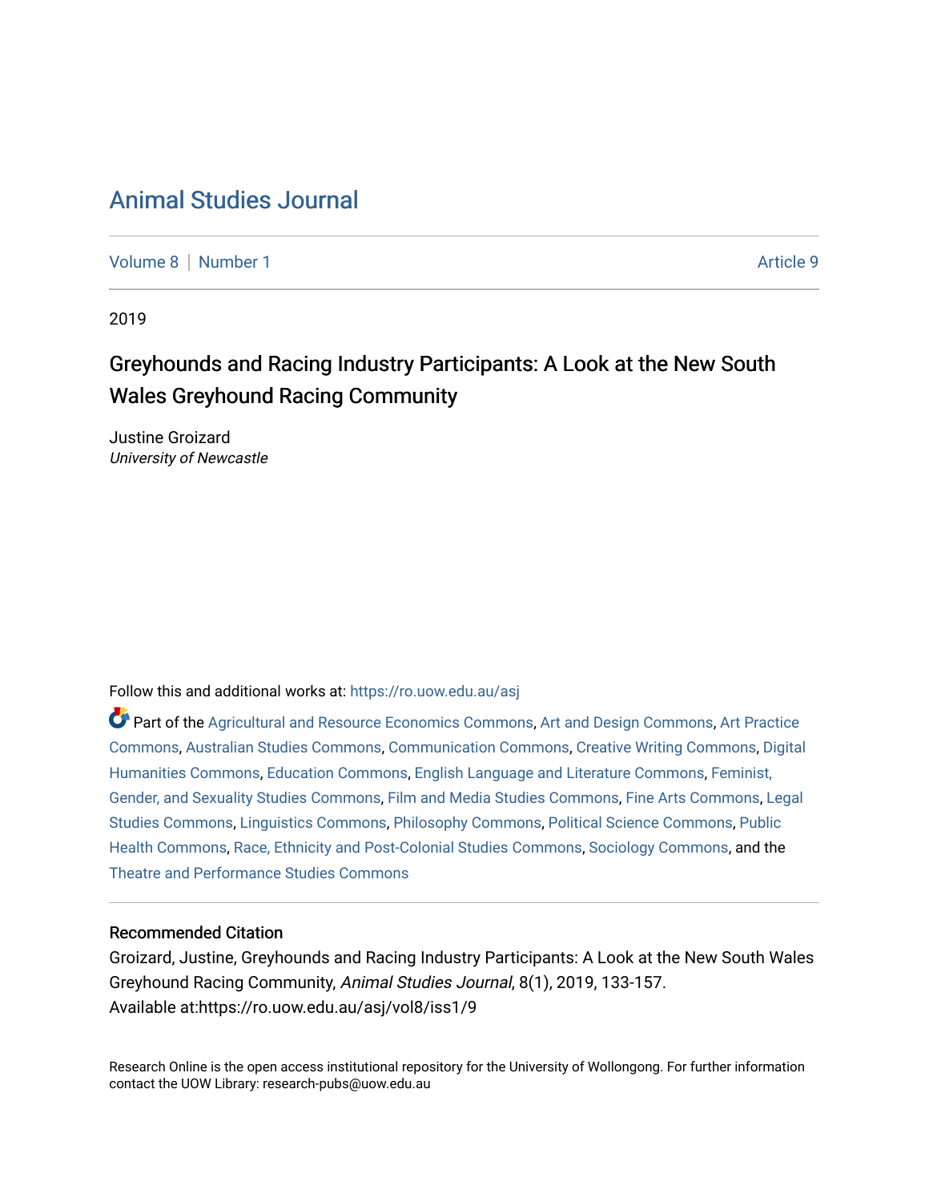# Animal Studies Journal

Volume 8 | Number 1 Article 9

2019

## Greyhounds and Racing Industry Participants: A Look at the New South Wales Greyhound Racing Community

Justine Groizard
*University of Newcastle*

Follow this and additional works at: https://ro.uow.edu.au/asj

Part of the Agricultural and Resource Economics Commons, Art and Design Commons, Art Practice Commons, Australian Studies Commons, Communication Commons, Creative Writing Commons, Digital Humanities Commons, Education Commons, English Language and Literature Commons, Feminist, Gender, and Sexuality Studies Commons, Film and Media Studies Commons, Fine Arts Commons, Legal Studies Commons, Linguistics Commons, Philosophy Commons, Political Science Commons, Public Health Commons, Race, Ethnicity and Post-Colonial Studies Commons, Sociology Commons, and the Theatre and Performance Studies Commons

### Recommended Citation

Groizard, Justine, Greyhounds and Racing Industry Participants: A Look at the New South Wales Greyhound Racing Community, *Animal Studies Journal*, 8(1), 2019, 133-157.
Available at:https://ro.uow.edu.au/asj/vol8/iss1/9

Research Online is the open access institutional repository for the University of Wollongong. For further information contact the UOW Library: research-pubs@uow.edu.au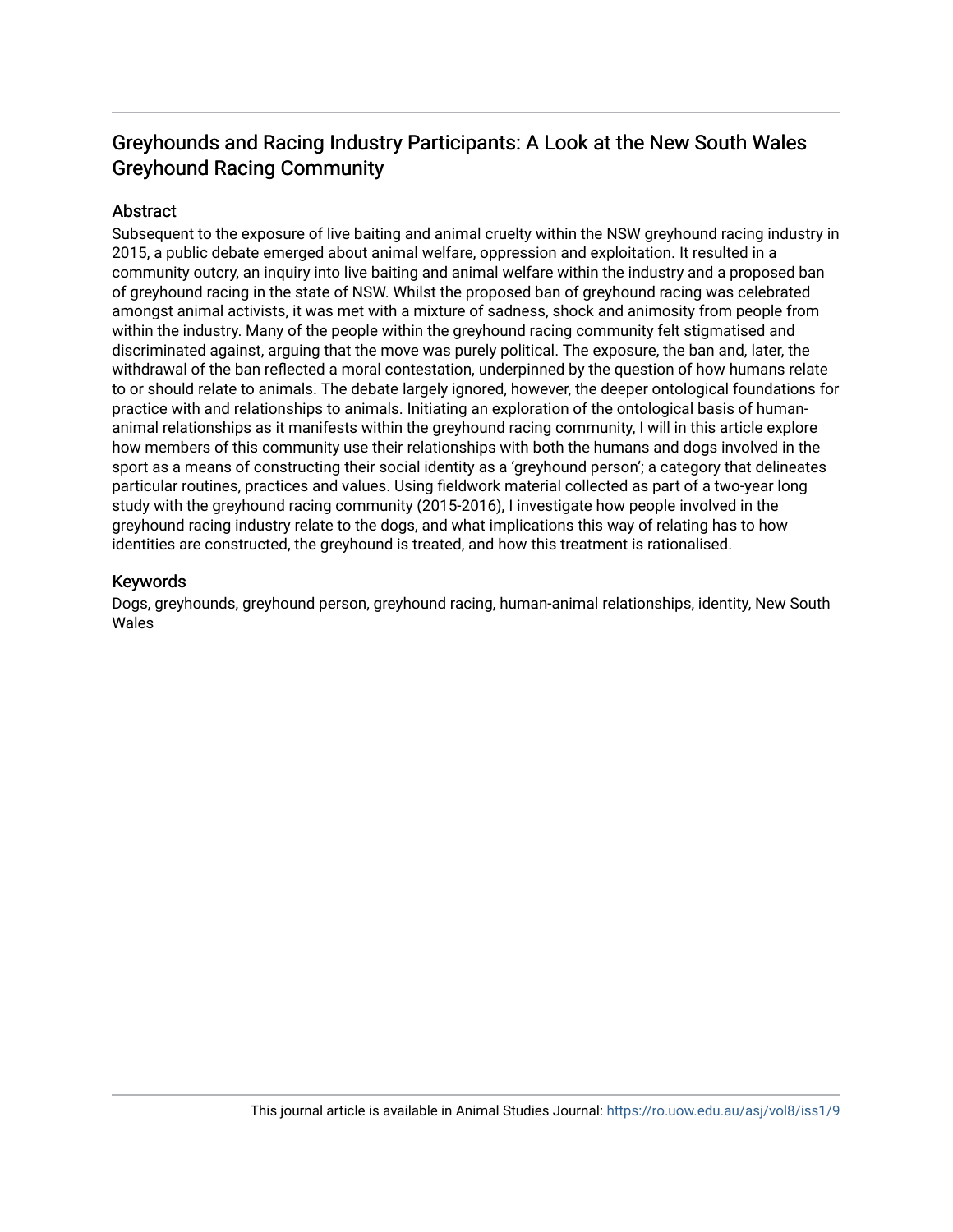## Greyhounds and Racing Industry Participants: A Look at the New South Wales Greyhound Racing Community

### Abstract

Subsequent to the exposure of live baiting and animal cruelty within the NSW greyhound racing industry in 2015, a public debate emerged about animal welfare, oppression and exploitation. It resulted in a community outcry, an inquiry into live baiting and animal welfare within the industry and a proposed ban of greyhound racing in the state of NSW. Whilst the proposed ban of greyhound racing was celebrated amongst animal activists, it was met with a mixture of sadness, shock and animosity from people from within the industry. Many of the people within the greyhound racing community felt stigmatised and discriminated against, arguing that the move was purely political. The exposure, the ban and, later, the withdrawal of the ban reflected a moral contestation, underpinned by the question of how humans relate to or should relate to animals. The debate largely ignored, however, the deeper ontological foundations for practice with and relationships to animals. Initiating an exploration of the ontological basis of human-animal relationships as it manifests within the greyhound racing community, I will in this article explore how members of this community use their relationships with both the humans and dogs involved in the sport as a means of constructing their social identity as a 'greyhound person'; a category that delineates particular routines, practices and values. Using fieldwork material collected as part of a two-year long study with the greyhound racing community (2015-2016), I investigate how people involved in the greyhound racing industry relate to the dogs, and what implications this way of relating has to how identities are constructed, the greyhound is treated, and how this treatment is rationalised.

### Keywords

Dogs, greyhounds, greyhound person, greyhound racing, human-animal relationships, identity, New South Wales

This journal article is available in Animal Studies Journal: https://ro.uow.edu.au/asj/vol8/iss1/9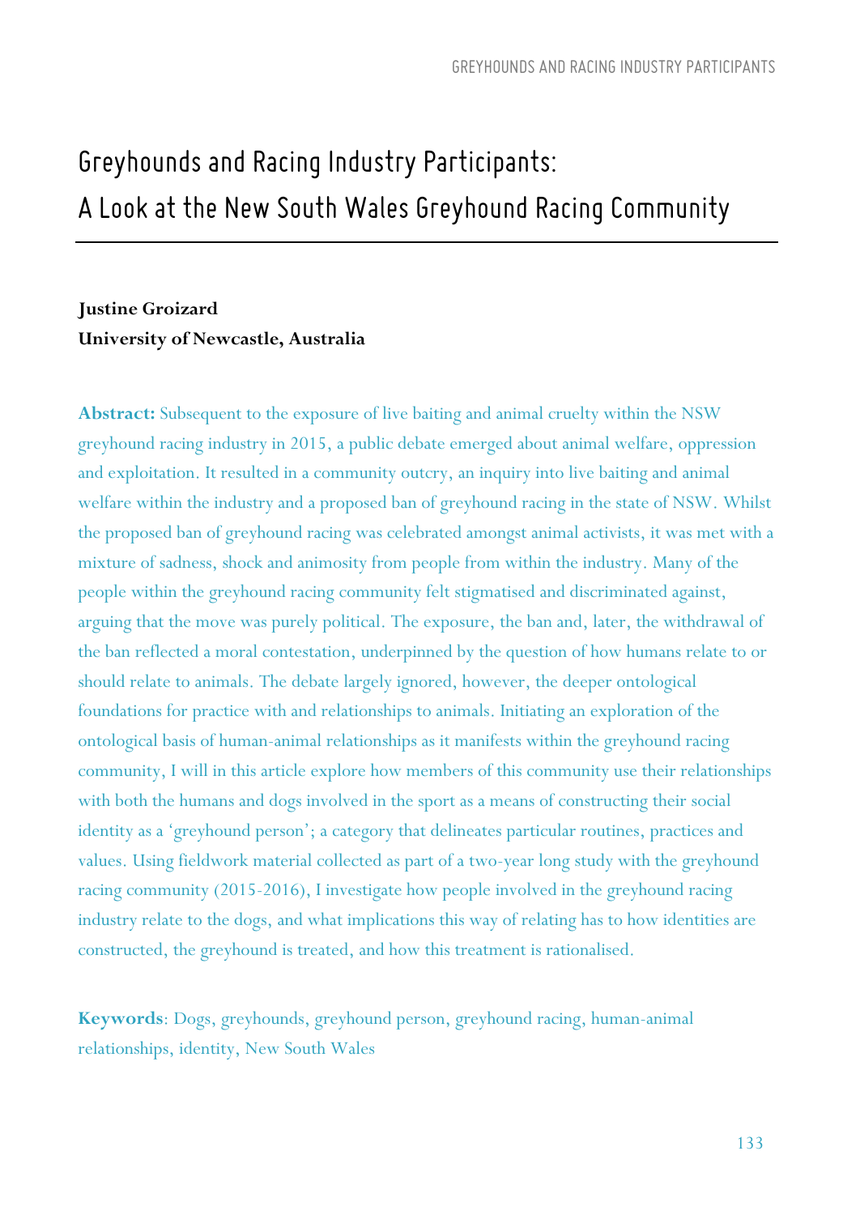# Greyhounds and Racing Industry Participants: A Look at the New South Wales Greyhound Racing Community

**Justine Groizard**
**University of Newcastle, Australia**

**Abstract:** Subsequent to the exposure of live baiting and animal cruelty within the NSW greyhound racing industry in 2015, a public debate emerged about animal welfare, oppression and exploitation. It resulted in a community outcry, an inquiry into live baiting and animal welfare within the industry and a proposed ban of greyhound racing in the state of NSW. Whilst the proposed ban of greyhound racing was celebrated amongst animal activists, it was met with a mixture of sadness, shock and animosity from people from within the industry. Many of the people within the greyhound racing community felt stigmatised and discriminated against, arguing that the move was purely political. The exposure, the ban and, later, the withdrawal of the ban reflected a moral contestation, underpinned by the question of how humans relate to or should relate to animals. The debate largely ignored, however, the deeper ontological foundations for practice with and relationships to animals. Initiating an exploration of the ontological basis of human-animal relationships as it manifests within the greyhound racing community, I will in this article explore how members of this community use their relationships with both the humans and dogs involved in the sport as a means of constructing their social identity as a 'greyhound person'; a category that delineates particular routines, practices and values. Using fieldwork material collected as part of a two-year long study with the greyhound racing community (2015-2016), I investigate how people involved in the greyhound racing industry relate to the dogs, and what implications this way of relating has to how identities are constructed, the greyhound is treated, and how this treatment is rationalised.

**Keywords**: Dogs, greyhounds, greyhound person, greyhound racing, human-animal relationships, identity, New South Wales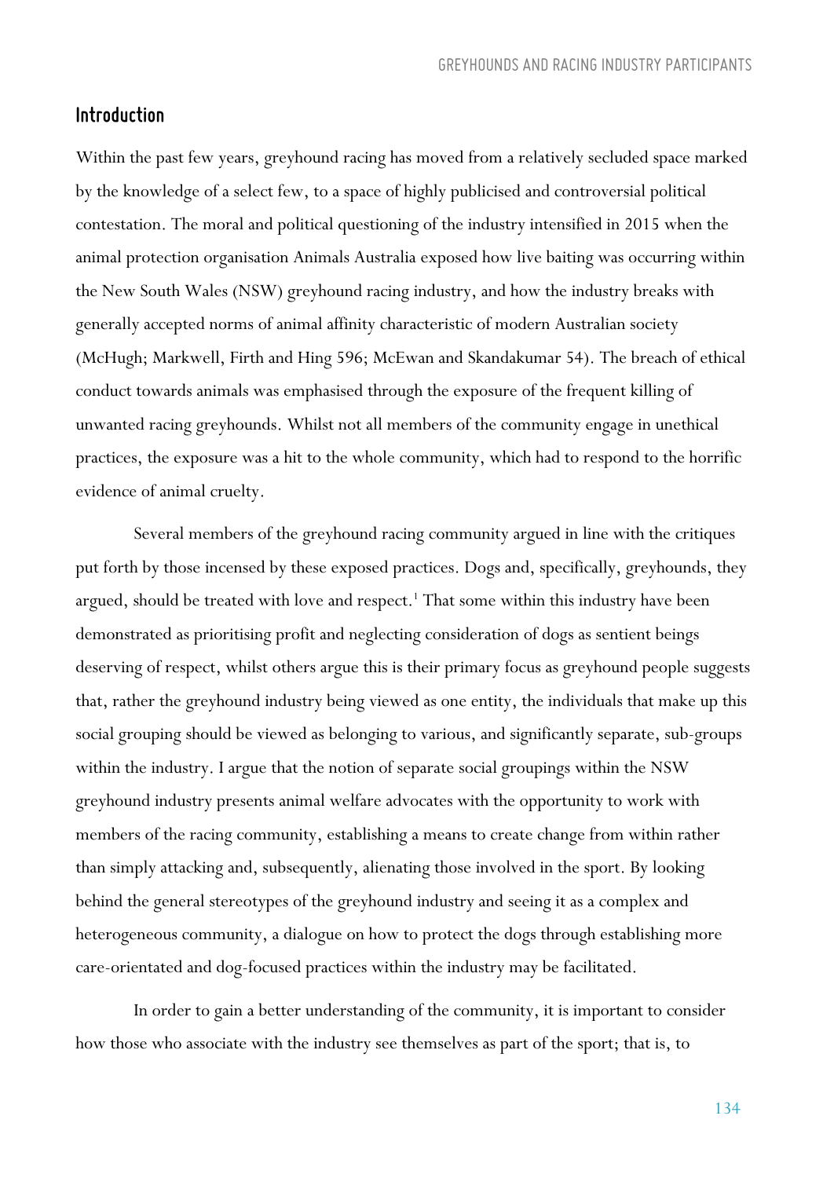## Introduction

Within the past few years, greyhound racing has moved from a relatively secluded space marked by the knowledge of a select few, to a space of highly publicised and controversial political contestation. The moral and political questioning of the industry intensified in 2015 when the animal protection organisation Animals Australia exposed how live baiting was occurring within the New South Wales (NSW) greyhound racing industry, and how the industry breaks with generally accepted norms of animal affinity characteristic of modern Australian society (McHugh; Markwell, Firth and Hing 596; McEwan and Skandakumar 54). The breach of ethical conduct towards animals was emphasised through the exposure of the frequent killing of unwanted racing greyhounds. Whilst not all members of the community engage in unethical practices, the exposure was a hit to the whole community, which had to respond to the horrific evidence of animal cruelty.

Several members of the greyhound racing community argued in line with the critiques put forth by those incensed by these exposed practices. Dogs and, specifically, greyhounds, they argued, should be treated with love and respect.[1] That some within this industry have been demonstrated as prioritising profit and neglecting consideration of dogs as sentient beings deserving of respect, whilst others argue this is their primary focus as greyhound people suggests that, rather the greyhound industry being viewed as one entity, the individuals that make up this social grouping should be viewed as belonging to various, and significantly separate, sub-groups within the industry. I argue that the notion of separate social groupings within the NSW greyhound industry presents animal welfare advocates with the opportunity to work with members of the racing community, establishing a means to create change from within rather than simply attacking and, subsequently, alienating those involved in the sport. By looking behind the general stereotypes of the greyhound industry and seeing it as a complex and heterogeneous community, a dialogue on how to protect the dogs through establishing more care-orientated and dog-focused practices within the industry may be facilitated.

In order to gain a better understanding of the community, it is important to consider how those who associate with the industry see themselves as part of the sport; that is, to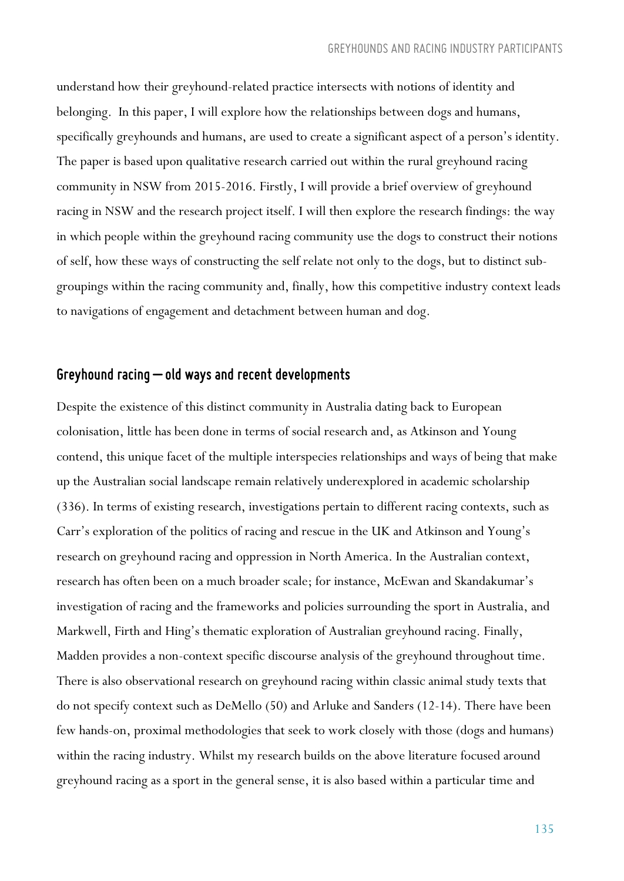understand how their greyhound-related practice intersects with notions of identity and belonging. In this paper, I will explore how the relationships between dogs and humans, specifically greyhounds and humans, are used to create a significant aspect of a person's identity. The paper is based upon qualitative research carried out within the rural greyhound racing community in NSW from 2015-2016. Firstly, I will provide a brief overview of greyhound racing in NSW and the research project itself. I will then explore the research findings: the way in which people within the greyhound racing community use the dogs to construct their notions of self, how these ways of constructing the self relate not only to the dogs, but to distinct sub-groupings within the racing community and, finally, how this competitive industry context leads to navigations of engagement and detachment between human and dog.

## Greyhound racing — old ways and recent developments

Despite the existence of this distinct community in Australia dating back to European colonisation, little has been done in terms of social research and, as Atkinson and Young contend, this unique facet of the multiple interspecies relationships and ways of being that make up the Australian social landscape remain relatively underexplored in academic scholarship (336). In terms of existing research, investigations pertain to different racing contexts, such as Carr's exploration of the politics of racing and rescue in the UK and Atkinson and Young's research on greyhound racing and oppression in North America. In the Australian context, research has often been on a much broader scale; for instance, McEwan and Skandakumar's investigation of racing and the frameworks and policies surrounding the sport in Australia, and Markwell, Firth and Hing's thematic exploration of Australian greyhound racing. Finally, Madden provides a non-context specific discourse analysis of the greyhound throughout time. There is also observational research on greyhound racing within classic animal study texts that do not specify context such as DeMello (50) and Arluke and Sanders (12-14). There have been few hands-on, proximal methodologies that seek to work closely with those (dogs and humans) within the racing industry. Whilst my research builds on the above literature focused around greyhound racing as a sport in the general sense, it is also based within a particular time and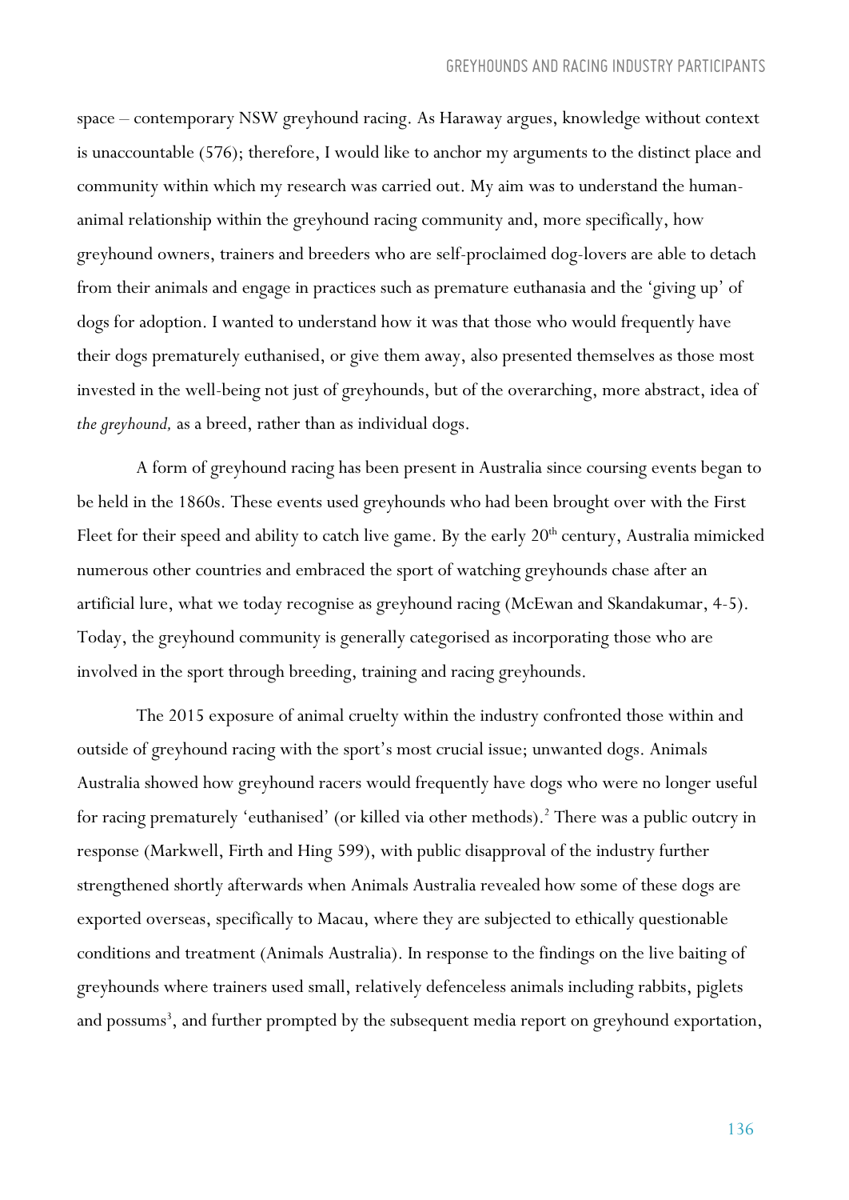space – contemporary NSW greyhound racing. As Haraway argues, knowledge without context is unaccountable (576); therefore, I would like to anchor my arguments to the distinct place and community within which my research was carried out. My aim was to understand the human-animal relationship within the greyhound racing community and, more specifically, how greyhound owners, trainers and breeders who are self-proclaimed dog-lovers are able to detach from their animals and engage in practices such as premature euthanasia and the 'giving up' of dogs for adoption. I wanted to understand how it was that those who would frequently have their dogs prematurely euthanised, or give them away, also presented themselves as those most invested in the well-being not just of greyhounds, but of the overarching, more abstract, idea of *the greyhound,* as a breed, rather than as individual dogs.

A form of greyhound racing has been present in Australia since coursing events began to be held in the 1860s. These events used greyhounds who had been brought over with the First Fleet for their speed and ability to catch live game. By the early 20th century, Australia mimicked numerous other countries and embraced the sport of watching greyhounds chase after an artificial lure, what we today recognise as greyhound racing (McEwan and Skandakumar, 4-5). Today, the greyhound community is generally categorised as incorporating those who are involved in the sport through breeding, training and racing greyhounds.

The 2015 exposure of animal cruelty within the industry confronted those within and outside of greyhound racing with the sport's most crucial issue; unwanted dogs. Animals Australia showed how greyhound racers would frequently have dogs who were no longer useful for racing prematurely 'euthanised' (or killed via other methods).[2] There was a public outcry in response (Markwell, Firth and Hing 599), with public disapproval of the industry further strengthened shortly afterwards when Animals Australia revealed how some of these dogs are exported overseas, specifically to Macau, where they are subjected to ethically questionable conditions and treatment (Animals Australia). In response to the findings on the live baiting of greyhounds where trainers used small, relatively defenceless animals including rabbits, piglets and possums[3], and further prompted by the subsequent media report on greyhound exportation,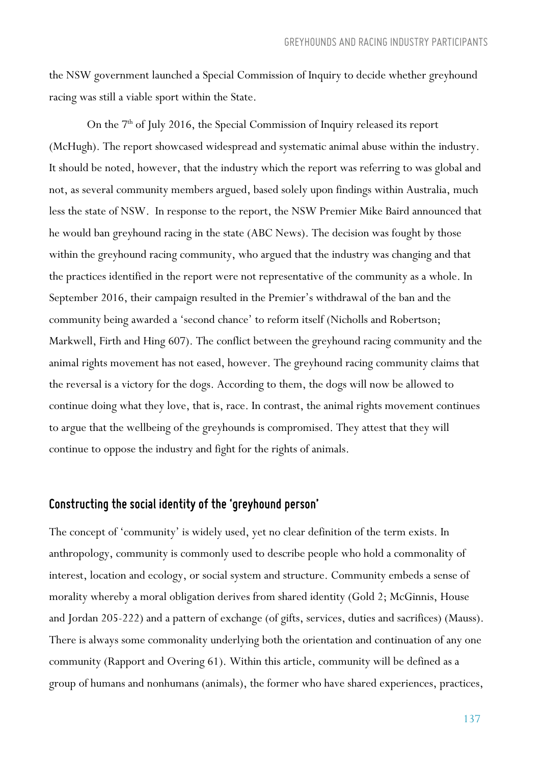the NSW government launched a Special Commission of Inquiry to decide whether greyhound racing was still a viable sport within the State.

On the 7th of July 2016, the Special Commission of Inquiry released its report (McHugh). The report showcased widespread and systematic animal abuse within the industry. It should be noted, however, that the industry which the report was referring to was global and not, as several community members argued, based solely upon findings within Australia, much less the state of NSW. In response to the report, the NSW Premier Mike Baird announced that he would ban greyhound racing in the state (ABC News). The decision was fought by those within the greyhound racing community, who argued that the industry was changing and that the practices identified in the report were not representative of the community as a whole. In September 2016, their campaign resulted in the Premier's withdrawal of the ban and the community being awarded a 'second chance' to reform itself (Nicholls and Robertson; Markwell, Firth and Hing 607). The conflict between the greyhound racing community and the animal rights movement has not eased, however. The greyhound racing community claims that the reversal is a victory for the dogs. According to them, the dogs will now be allowed to continue doing what they love, that is, race. In contrast, the animal rights movement continues to argue that the wellbeing of the greyhounds is compromised. They attest that they will continue to oppose the industry and fight for the rights of animals.

## Constructing the social identity of the 'greyhound person'

The concept of 'community' is widely used, yet no clear definition of the term exists. In anthropology, community is commonly used to describe people who hold a commonality of interest, location and ecology, or social system and structure. Community embeds a sense of morality whereby a moral obligation derives from shared identity (Gold 2; McGinnis, House and Jordan 205-222) and a pattern of exchange (of gifts, services, duties and sacrifices) (Mauss). There is always some commonality underlying both the orientation and continuation of any one community (Rapport and Overing 61). Within this article, community will be defined as a group of humans and nonhumans (animals), the former who have shared experiences, practices,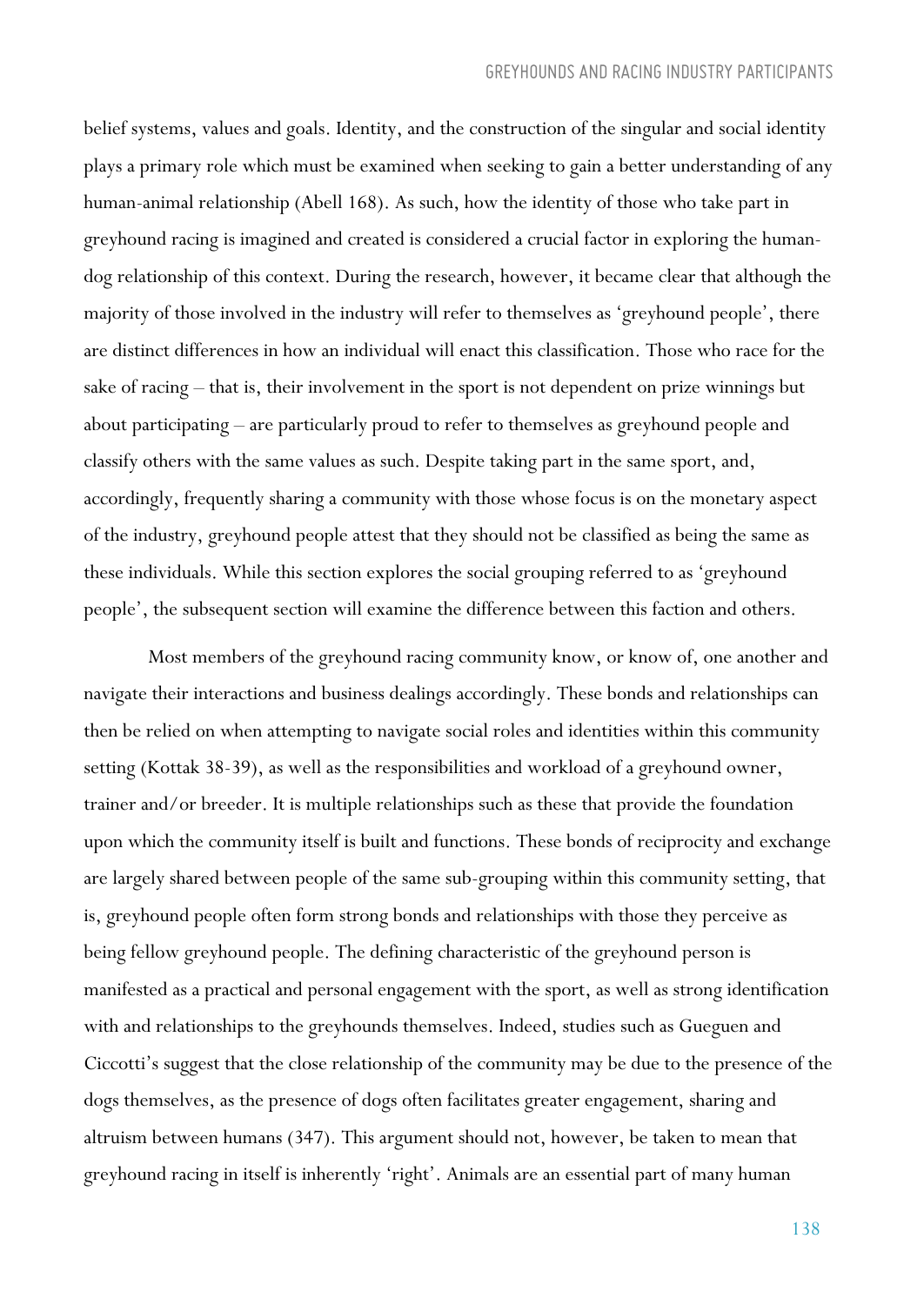belief systems, values and goals. Identity, and the construction of the singular and social identity plays a primary role which must be examined when seeking to gain a better understanding of any human-animal relationship (Abell 168). As such, how the identity of those who take part in greyhound racing is imagined and created is considered a crucial factor in exploring the human-dog relationship of this context. During the research, however, it became clear that although the majority of those involved in the industry will refer to themselves as 'greyhound people', there are distinct differences in how an individual will enact this classification. Those who race for the sake of racing – that is, their involvement in the sport is not dependent on prize winnings but about participating – are particularly proud to refer to themselves as greyhound people and classify others with the same values as such. Despite taking part in the same sport, and, accordingly, frequently sharing a community with those whose focus is on the monetary aspect of the industry, greyhound people attest that they should not be classified as being the same as these individuals. While this section explores the social grouping referred to as 'greyhound people', the subsequent section will examine the difference between this faction and others.

Most members of the greyhound racing community know, or know of, one another and navigate their interactions and business dealings accordingly. These bonds and relationships can then be relied on when attempting to navigate social roles and identities within this community setting (Kottak 38-39), as well as the responsibilities and workload of a greyhound owner, trainer and/or breeder. It is multiple relationships such as these that provide the foundation upon which the community itself is built and functions. These bonds of reciprocity and exchange are largely shared between people of the same sub-grouping within this community setting, that is, greyhound people often form strong bonds and relationships with those they perceive as being fellow greyhound people. The defining characteristic of the greyhound person is manifested as a practical and personal engagement with the sport, as well as strong identification with and relationships to the greyhounds themselves. Indeed, studies such as Gueguen and Ciccotti's suggest that the close relationship of the community may be due to the presence of the dogs themselves, as the presence of dogs often facilitates greater engagement, sharing and altruism between humans (347). This argument should not, however, be taken to mean that greyhound racing in itself is inherently 'right'. Animals are an essential part of many human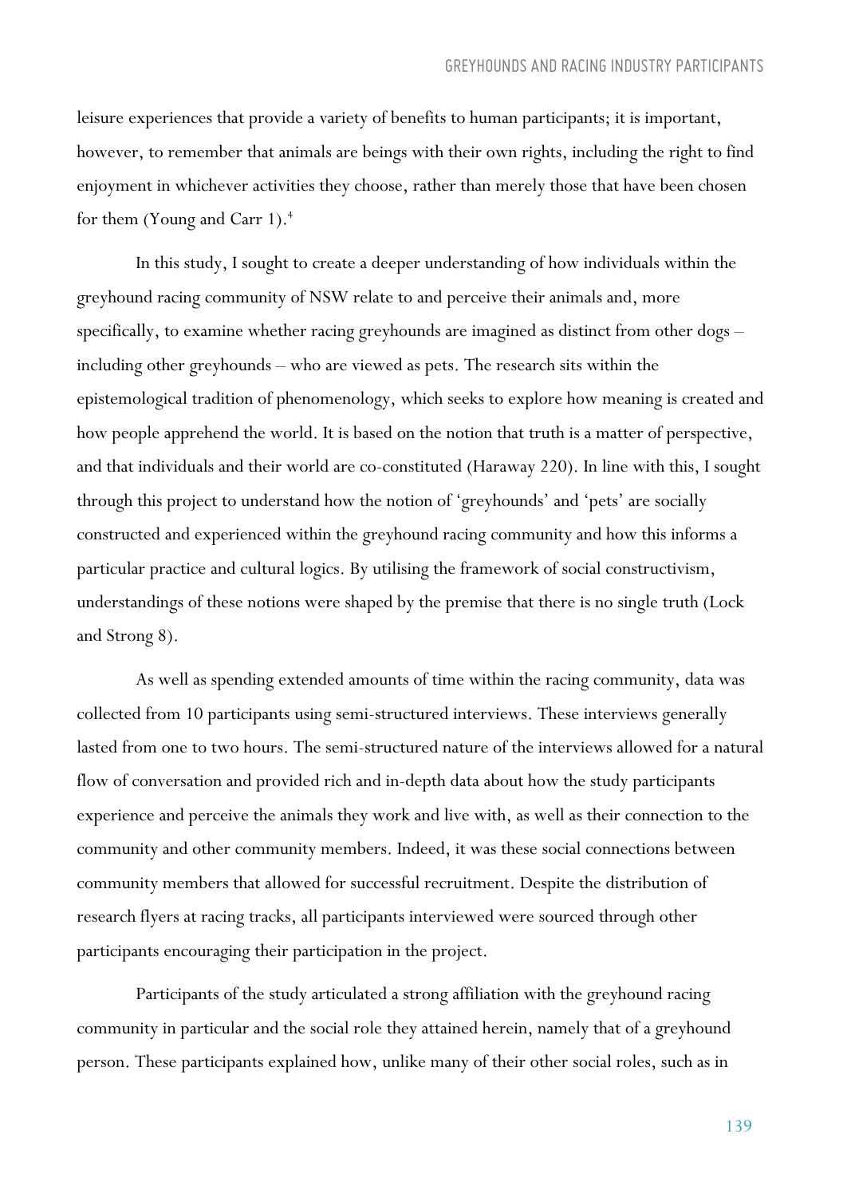leisure experiences that provide a variety of benefits to human participants; it is important, however, to remember that animals are beings with their own rights, including the right to find enjoyment in whichever activities they choose, rather than merely those that have been chosen for them (Young and Carr 1).[4]

In this study, I sought to create a deeper understanding of how individuals within the greyhound racing community of NSW relate to and perceive their animals and, more specifically, to examine whether racing greyhounds are imagined as distinct from other dogs – including other greyhounds – who are viewed as pets. The research sits within the epistemological tradition of phenomenology, which seeks to explore how meaning is created and how people apprehend the world. It is based on the notion that truth is a matter of perspective, and that individuals and their world are co-constituted (Haraway 220). In line with this, I sought through this project to understand how the notion of 'greyhounds' and 'pets' are socially constructed and experienced within the greyhound racing community and how this informs a particular practice and cultural logics. By utilising the framework of social constructivism, understandings of these notions were shaped by the premise that there is no single truth (Lock and Strong 8).

As well as spending extended amounts of time within the racing community, data was collected from 10 participants using semi-structured interviews. These interviews generally lasted from one to two hours. The semi-structured nature of the interviews allowed for a natural flow of conversation and provided rich and in-depth data about how the study participants experience and perceive the animals they work and live with, as well as their connection to the community and other community members. Indeed, it was these social connections between community members that allowed for successful recruitment. Despite the distribution of research flyers at racing tracks, all participants interviewed were sourced through other participants encouraging their participation in the project.

Participants of the study articulated a strong affiliation with the greyhound racing community in particular and the social role they attained herein, namely that of a greyhound person. These participants explained how, unlike many of their other social roles, such as in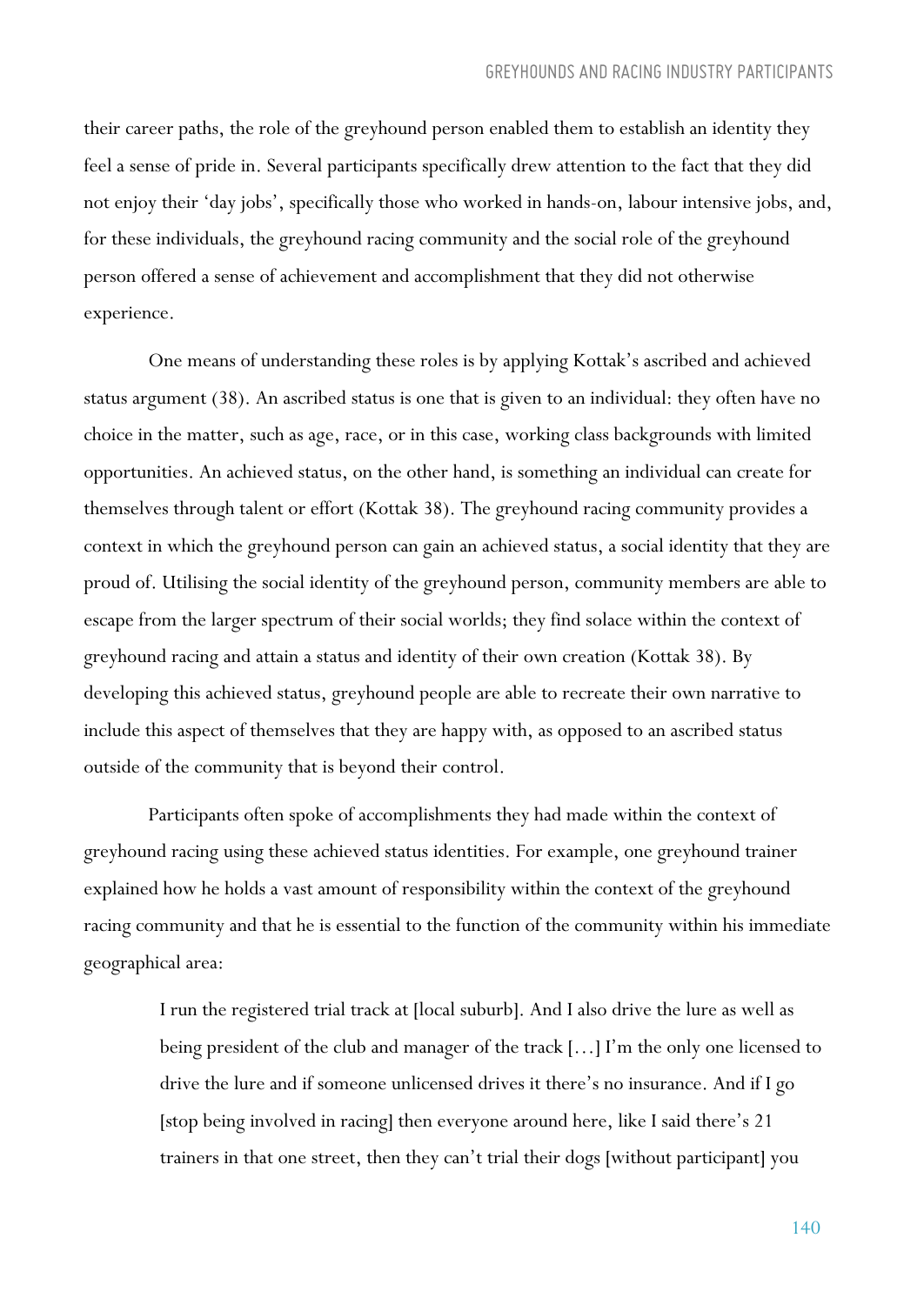their career paths, the role of the greyhound person enabled them to establish an identity they feel a sense of pride in. Several participants specifically drew attention to the fact that they did not enjoy their 'day jobs', specifically those who worked in hands-on, labour intensive jobs, and, for these individuals, the greyhound racing community and the social role of the greyhound person offered a sense of achievement and accomplishment that they did not otherwise experience.

One means of understanding these roles is by applying Kottak's ascribed and achieved status argument (38). An ascribed status is one that is given to an individual: they often have no choice in the matter, such as age, race, or in this case, working class backgrounds with limited opportunities. An achieved status, on the other hand, is something an individual can create for themselves through talent or effort (Kottak 38). The greyhound racing community provides a context in which the greyhound person can gain an achieved status, a social identity that they are proud of. Utilising the social identity of the greyhound person, community members are able to escape from the larger spectrum of their social worlds; they find solace within the context of greyhound racing and attain a status and identity of their own creation (Kottak 38). By developing this achieved status, greyhound people are able to recreate their own narrative to include this aspect of themselves that they are happy with, as opposed to an ascribed status outside of the community that is beyond their control.

Participants often spoke of accomplishments they had made within the context of greyhound racing using these achieved status identities. For example, one greyhound trainer explained how he holds a vast amount of responsibility within the context of the greyhound racing community and that he is essential to the function of the community within his immediate geographical area:

> I run the registered trial track at [local suburb]. And I also drive the lure as well as being president of the club and manager of the track [...] I'm the only one licensed to drive the lure and if someone unlicensed drives it there's no insurance. And if I go [stop being involved in racing] then everyone around here, like I said there's 21 trainers in that one street, then they can't trial their dogs [without participant] you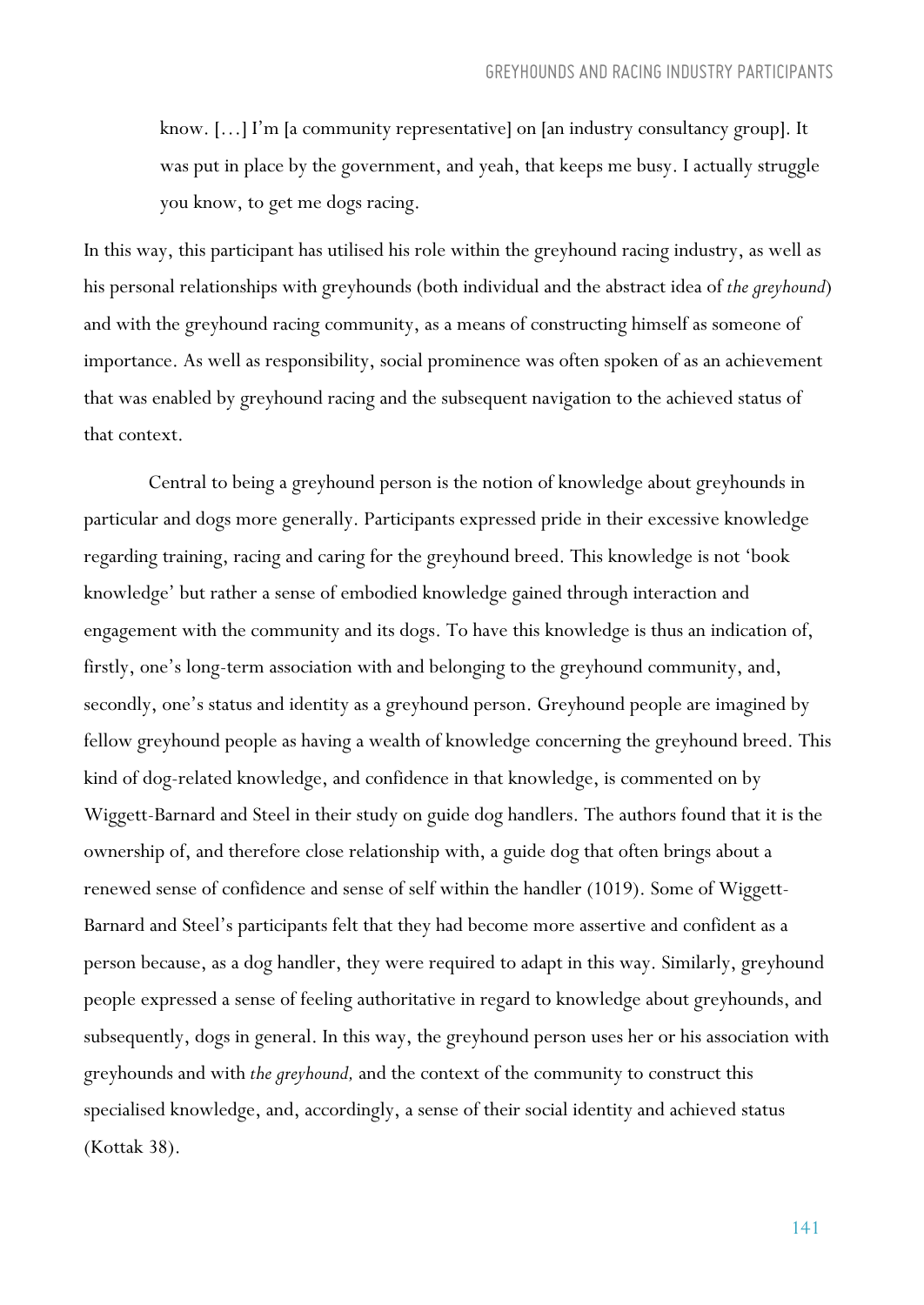> know. […] I'm [a community representative] on [an industry consultancy group]. It was put in place by the government, and yeah, that keeps me busy. I actually struggle you know, to get me dogs racing.

In this way, this participant has utilised his role within the greyhound racing industry, as well as his personal relationships with greyhounds (both individual and the abstract idea of *the greyhound*) and with the greyhound racing community, as a means of constructing himself as someone of importance. As well as responsibility, social prominence was often spoken of as an achievement that was enabled by greyhound racing and the subsequent navigation to the achieved status of that context.

Central to being a greyhound person is the notion of knowledge about greyhounds in particular and dogs more generally. Participants expressed pride in their excessive knowledge regarding training, racing and caring for the greyhound breed. This knowledge is not 'book knowledge' but rather a sense of embodied knowledge gained through interaction and engagement with the community and its dogs. To have this knowledge is thus an indication of, firstly, one's long-term association with and belonging to the greyhound community, and, secondly, one's status and identity as a greyhound person. Greyhound people are imagined by fellow greyhound people as having a wealth of knowledge concerning the greyhound breed. This kind of dog-related knowledge, and confidence in that knowledge, is commented on by Wiggett-Barnard and Steel in their study on guide dog handlers. The authors found that it is the ownership of, and therefore close relationship with, a guide dog that often brings about a renewed sense of confidence and sense of self within the handler (1019). Some of Wiggett-Barnard and Steel's participants felt that they had become more assertive and confident as a person because, as a dog handler, they were required to adapt in this way. Similarly, greyhound people expressed a sense of feeling authoritative in regard to knowledge about greyhounds, and subsequently, dogs in general. In this way, the greyhound person uses her or his association with greyhounds and with *the greyhound,* and the context of the community to construct this specialised knowledge, and, accordingly, a sense of their social identity and achieved status (Kottak 38).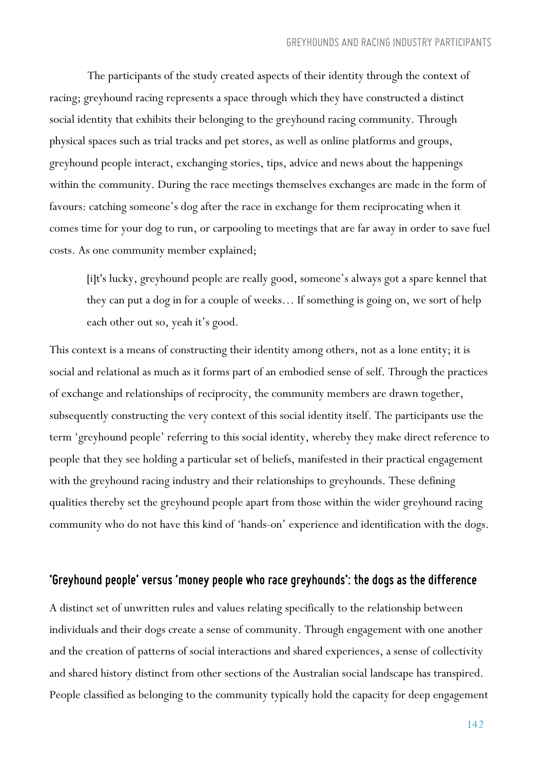The participants of the study created aspects of their identity through the context of racing; greyhound racing represents a space through which they have constructed a distinct social identity that exhibits their belonging to the greyhound racing community. Through physical spaces such as trial tracks and pet stores, as well as online platforms and groups, greyhound people interact, exchanging stories, tips, advice and news about the happenings within the community. During the race meetings themselves exchanges are made in the form of favours: catching someone's dog after the race in exchange for them reciprocating when it comes time for your dog to run, or carpooling to meetings that are far away in order to save fuel costs. As one community member explained;

> [i]t's lucky, greyhound people are really good, someone's always got a spare kennel that they can put a dog in for a couple of weeks… If something is going on, we sort of help each other out so, yeah it's good.

This context is a means of constructing their identity among others, not as a lone entity; it is social and relational as much as it forms part of an embodied sense of self. Through the practices of exchange and relationships of reciprocity, the community members are drawn together, subsequently constructing the very context of this social identity itself. The participants use the term 'greyhound people' referring to this social identity, whereby they make direct reference to people that they see holding a particular set of beliefs, manifested in their practical engagement with the greyhound racing industry and their relationships to greyhounds. These defining qualities thereby set the greyhound people apart from those within the wider greyhound racing community who do not have this kind of 'hands-on' experience and identification with the dogs.

## 'Greyhound people' versus 'money people who race greyhounds': the dogs as the difference

A distinct set of unwritten rules and values relating specifically to the relationship between individuals and their dogs create a sense of community. Through engagement with one another and the creation of patterns of social interactions and shared experiences, a sense of collectivity and shared history distinct from other sections of the Australian social landscape has transpired. People classified as belonging to the community typically hold the capacity for deep engagement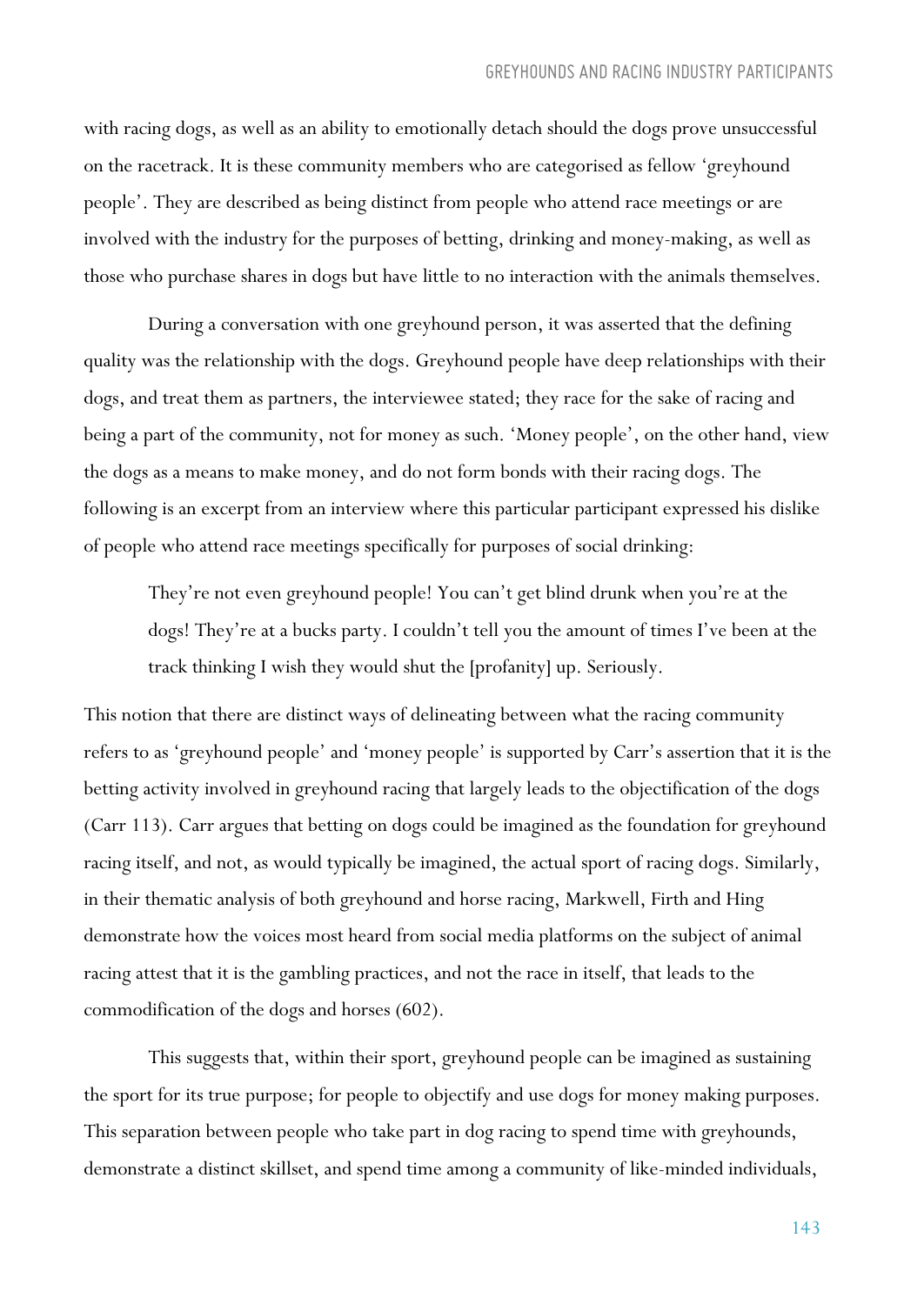with racing dogs, as well as an ability to emotionally detach should the dogs prove unsuccessful on the racetrack. It is these community members who are categorised as fellow 'greyhound people'. They are described as being distinct from people who attend race meetings or are involved with the industry for the purposes of betting, drinking and money-making, as well as those who purchase shares in dogs but have little to no interaction with the animals themselves.

During a conversation with one greyhound person, it was asserted that the defining quality was the relationship with the dogs. Greyhound people have deep relationships with their dogs, and treat them as partners, the interviewee stated; they race for the sake of racing and being a part of the community, not for money as such. 'Money people', on the other hand, view the dogs as a means to make money, and do not form bonds with their racing dogs. The following is an excerpt from an interview where this particular participant expressed his dislike of people who attend race meetings specifically for purposes of social drinking:

> They're not even greyhound people! You can't get blind drunk when you're at the dogs! They're at a bucks party. I couldn't tell you the amount of times I've been at the track thinking I wish they would shut the [profanity] up. Seriously.

This notion that there are distinct ways of delineating between what the racing community refers to as 'greyhound people' and 'money people' is supported by Carr's assertion that it is the betting activity involved in greyhound racing that largely leads to the objectification of the dogs (Carr 113). Carr argues that betting on dogs could be imagined as the foundation for greyhound racing itself, and not, as would typically be imagined, the actual sport of racing dogs. Similarly, in their thematic analysis of both greyhound and horse racing, Markwell, Firth and Hing demonstrate how the voices most heard from social media platforms on the subject of animal racing attest that it is the gambling practices, and not the race in itself, that leads to the commodification of the dogs and horses (602).

This suggests that, within their sport, greyhound people can be imagined as sustaining the sport for its true purpose; for people to objectify and use dogs for money making purposes. This separation between people who take part in dog racing to spend time with greyhounds, demonstrate a distinct skillset, and spend time among a community of like-minded individuals,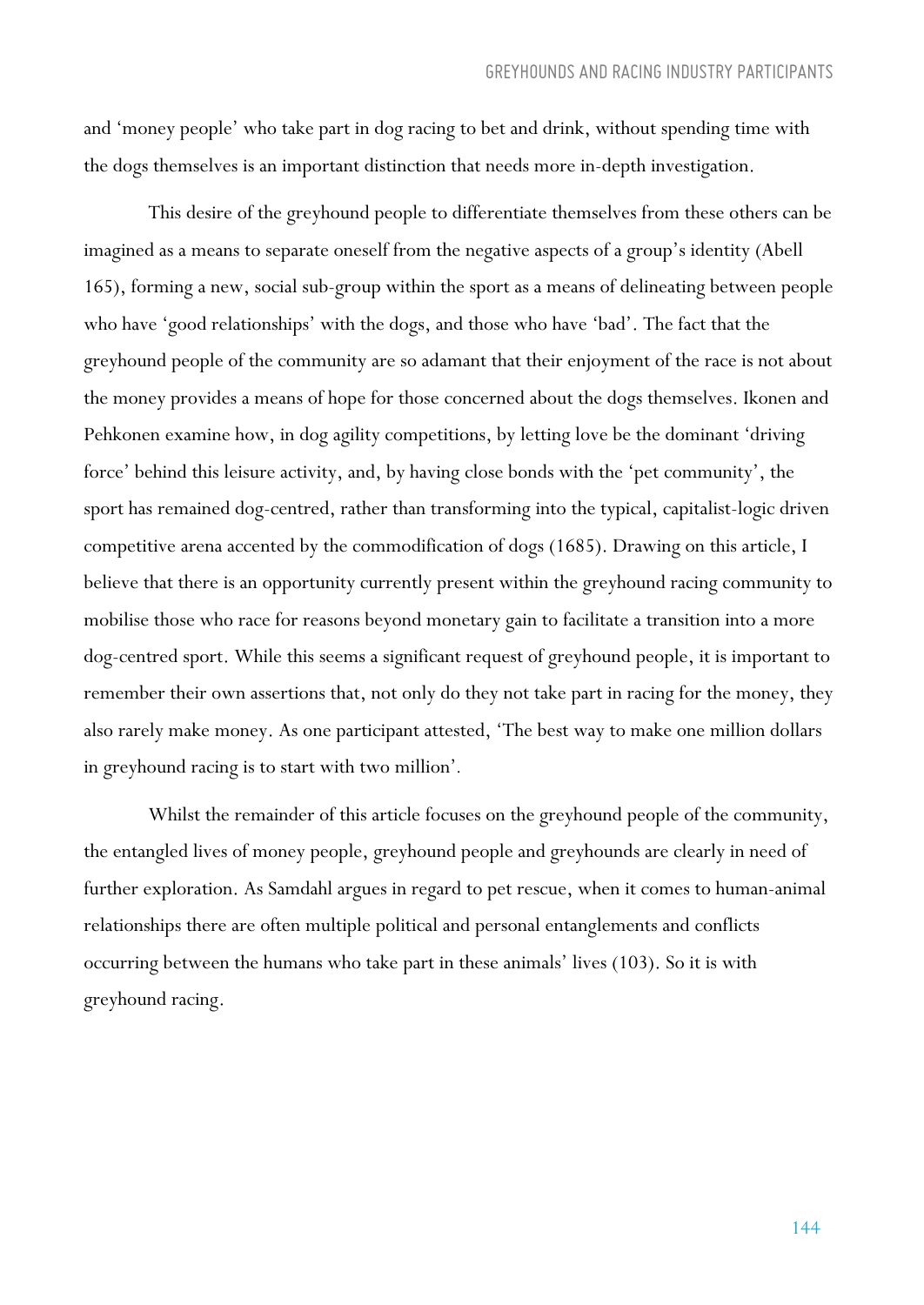and 'money people' who take part in dog racing to bet and drink, without spending time with the dogs themselves is an important distinction that needs more in-depth investigation.

This desire of the greyhound people to differentiate themselves from these others can be imagined as a means to separate oneself from the negative aspects of a group's identity (Abell 165), forming a new, social sub-group within the sport as a means of delineating between people who have 'good relationships' with the dogs, and those who have 'bad'. The fact that the greyhound people of the community are so adamant that their enjoyment of the race is not about the money provides a means of hope for those concerned about the dogs themselves. Ikonen and Pehkonen examine how, in dog agility competitions, by letting love be the dominant 'driving force' behind this leisure activity, and, by having close bonds with the 'pet community', the sport has remained dog-centred, rather than transforming into the typical, capitalist-logic driven competitive arena accented by the commodification of dogs (1685). Drawing on this article, I believe that there is an opportunity currently present within the greyhound racing community to mobilise those who race for reasons beyond monetary gain to facilitate a transition into a more dog-centred sport. While this seems a significant request of greyhound people, it is important to remember their own assertions that, not only do they not take part in racing for the money, they also rarely make money. As one participant attested, 'The best way to make one million dollars in greyhound racing is to start with two million'.

Whilst the remainder of this article focuses on the greyhound people of the community, the entangled lives of money people, greyhound people and greyhounds are clearly in need of further exploration. As Samdahl argues in regard to pet rescue, when it comes to human-animal relationships there are often multiple political and personal entanglements and conflicts occurring between the humans who take part in these animals' lives (103). So it is with greyhound racing.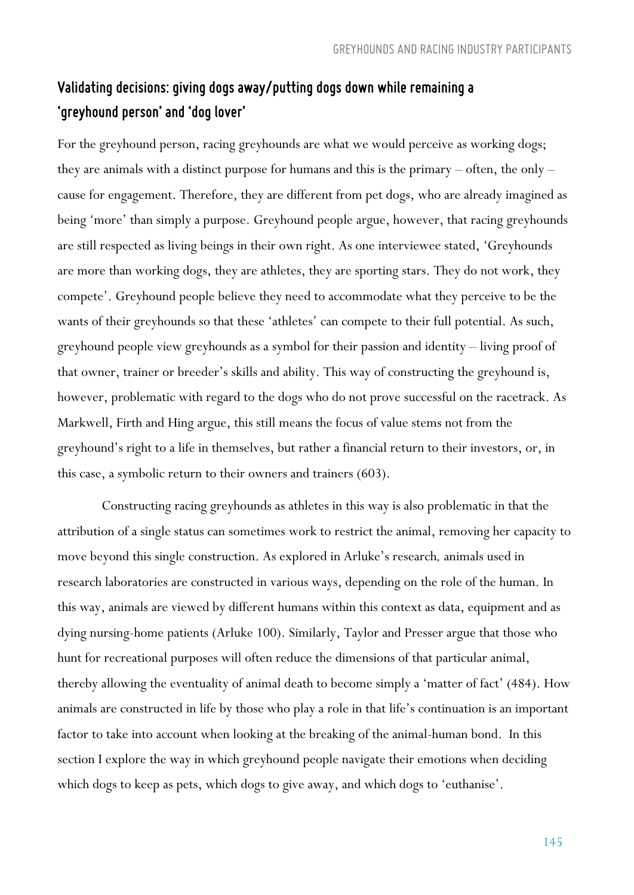## Validating decisions: giving dogs away/putting dogs down while remaining a 'greyhound person' and 'dog lover'

For the greyhound person, racing greyhounds are what we would perceive as working dogs; they are animals with a distinct purpose for humans and this is the primary – often, the only – cause for engagement. Therefore, they are different from pet dogs, who are already imagined as being 'more' than simply a purpose. Greyhound people argue, however, that racing greyhounds are still respected as living beings in their own right. As one interviewee stated, 'Greyhounds are more than working dogs, they are athletes, they are sporting stars. They do not work, they compete'. Greyhound people believe they need to accommodate what they perceive to be the wants of their greyhounds so that these 'athletes' can compete to their full potential. As such, greyhound people view greyhounds as a symbol for their passion and identity – living proof of that owner, trainer or breeder's skills and ability. This way of constructing the greyhound is, however, problematic with regard to the dogs who do not prove successful on the racetrack. As Markwell, Firth and Hing argue, this still means the focus of value stems not from the greyhound's right to a life in themselves, but rather a financial return to their investors, or, in this case, a symbolic return to their owners and trainers (603).

Constructing racing greyhounds as athletes in this way is also problematic in that the attribution of a single status can sometimes work to restrict the animal, removing her capacity to move beyond this single construction. As explored in Arluke's research*,* animals used in research laboratories are constructed in various ways, depending on the role of the human. In this way, animals are viewed by different humans within this context as data, equipment and as dying nursing-home patients (Arluke 100). Similarly, Taylor and Presser argue that those who hunt for recreational purposes will often reduce the dimensions of that particular animal, thereby allowing the eventuality of animal death to become simply a 'matter of fact' (484). How animals are constructed in life by those who play a role in that life's continuation is an important factor to take into account when looking at the breaking of the animal-human bond. In this section I explore the way in which greyhound people navigate their emotions when deciding which dogs to keep as pets, which dogs to give away, and which dogs to 'euthanise'.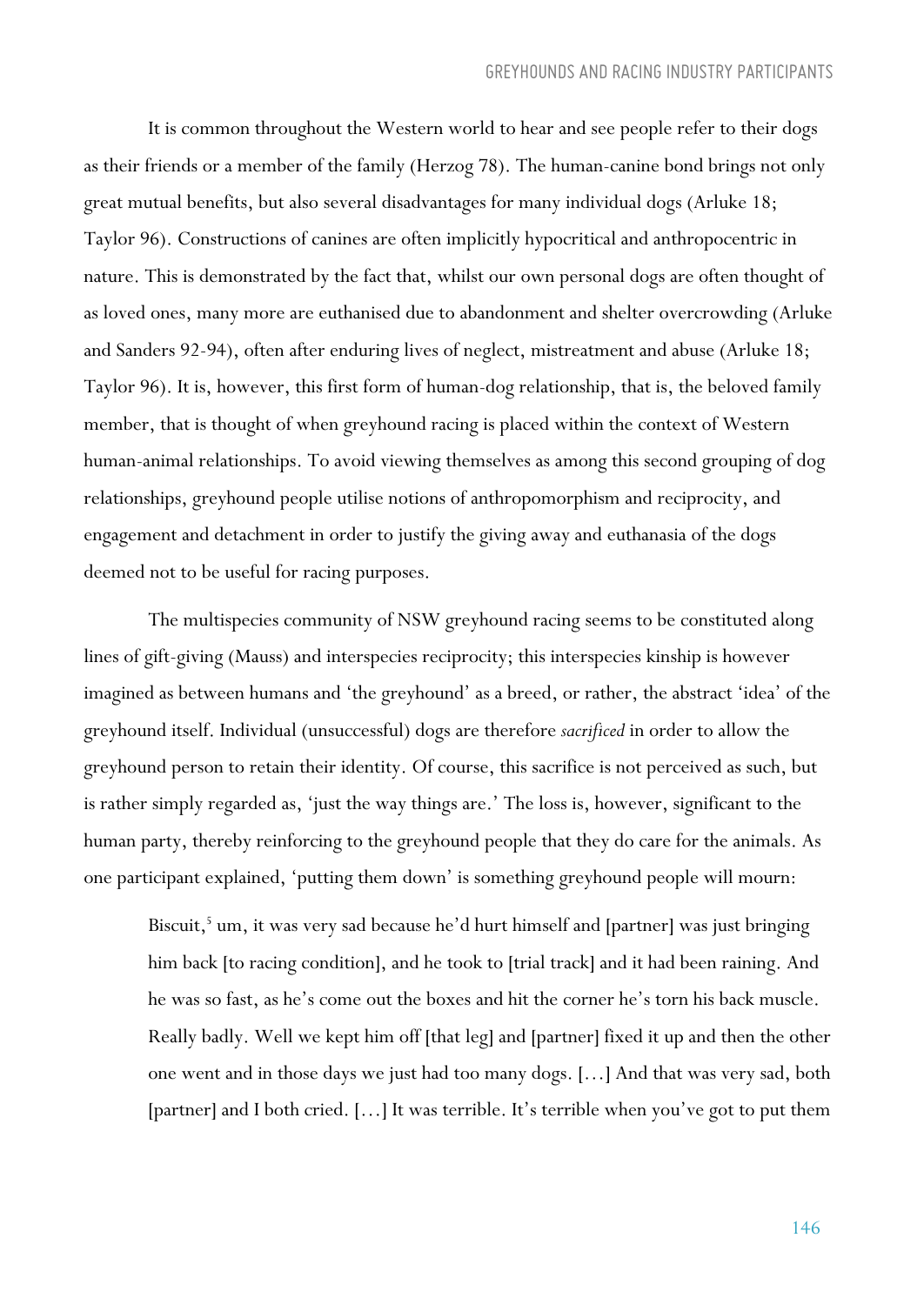It is common throughout the Western world to hear and see people refer to their dogs as their friends or a member of the family (Herzog 78). The human-canine bond brings not only great mutual benefits, but also several disadvantages for many individual dogs (Arluke 18; Taylor 96). Constructions of canines are often implicitly hypocritical and anthropocentric in nature. This is demonstrated by the fact that, whilst our own personal dogs are often thought of as loved ones, many more are euthanised due to abandonment and shelter overcrowding (Arluke and Sanders 92-94), often after enduring lives of neglect, mistreatment and abuse (Arluke 18; Taylor 96). It is, however, this first form of human-dog relationship, that is, the beloved family member, that is thought of when greyhound racing is placed within the context of Western human-animal relationships. To avoid viewing themselves as among this second grouping of dog relationships, greyhound people utilise notions of anthropomorphism and reciprocity, and engagement and detachment in order to justify the giving away and euthanasia of the dogs deemed not to be useful for racing purposes.

The multispecies community of NSW greyhound racing seems to be constituted along lines of gift-giving (Mauss) and interspecies reciprocity; this interspecies kinship is however imagined as between humans and 'the greyhound' as a breed, or rather, the abstract 'idea' of the greyhound itself. Individual (unsuccessful) dogs are therefore *sacrificed* in order to allow the greyhound person to retain their identity. Of course, this sacrifice is not perceived as such, but is rather simply regarded as, 'just the way things are.' The loss is, however, significant to the human party, thereby reinforcing to the greyhound people that they do care for the animals. As one participant explained, 'putting them down' is something greyhound people will mourn:

> Biscuit,[5] um, it was very sad because he'd hurt himself and [partner] was just bringing him back [to racing condition], and he took to [trial track] and it had been raining. And he was so fast, as he's come out the boxes and hit the corner he's torn his back muscle. Really badly. Well we kept him off [that leg] and [partner] fixed it up and then the other one went and in those days we just had too many dogs. […] And that was very sad, both [partner] and I both cried. […] It was terrible. It's terrible when you've got to put them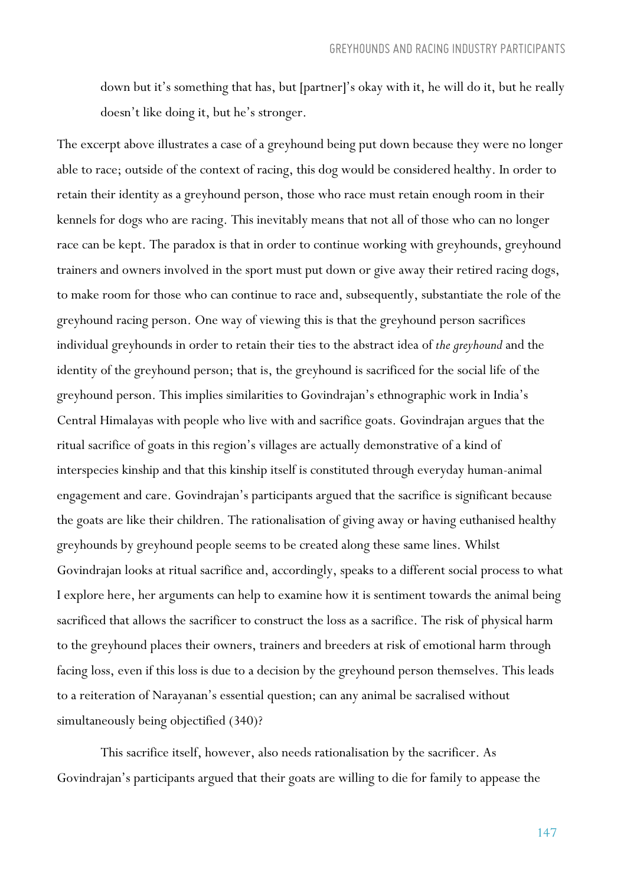down but it's something that has, but [partner]'s okay with it, he will do it, but he really doesn't like doing it, but he's stronger.

The excerpt above illustrates a case of a greyhound being put down because they were no longer able to race; outside of the context of racing, this dog would be considered healthy. In order to retain their identity as a greyhound person, those who race must retain enough room in their kennels for dogs who are racing. This inevitably means that not all of those who can no longer race can be kept. The paradox is that in order to continue working with greyhounds, greyhound trainers and owners involved in the sport must put down or give away their retired racing dogs, to make room for those who can continue to race and, subsequently, substantiate the role of the greyhound racing person. One way of viewing this is that the greyhound person sacrifices individual greyhounds in order to retain their ties to the abstract idea of *the greyhound* and the identity of the greyhound person; that is, the greyhound is sacrificed for the social life of the greyhound person. This implies similarities to Govindrajan's ethnographic work in India's Central Himalayas with people who live with and sacrifice goats. Govindrajan argues that the ritual sacrifice of goats in this region's villages are actually demonstrative of a kind of interspecies kinship and that this kinship itself is constituted through everyday human-animal engagement and care. Govindrajan's participants argued that the sacrifice is significant because the goats are like their children. The rationalisation of giving away or having euthanised healthy greyhounds by greyhound people seems to be created along these same lines. Whilst Govindrajan looks at ritual sacrifice and, accordingly, speaks to a different social process to what I explore here, her arguments can help to examine how it is sentiment towards the animal being sacrificed that allows the sacrificer to construct the loss as a sacrifice. The risk of physical harm to the greyhound places their owners, trainers and breeders at risk of emotional harm through facing loss, even if this loss is due to a decision by the greyhound person themselves. This leads to a reiteration of Narayanan's essential question; can any animal be sacralised without simultaneously being objectified (340)?

This sacrifice itself, however, also needs rationalisation by the sacrificer. As Govindrajan's participants argued that their goats are willing to die for family to appease the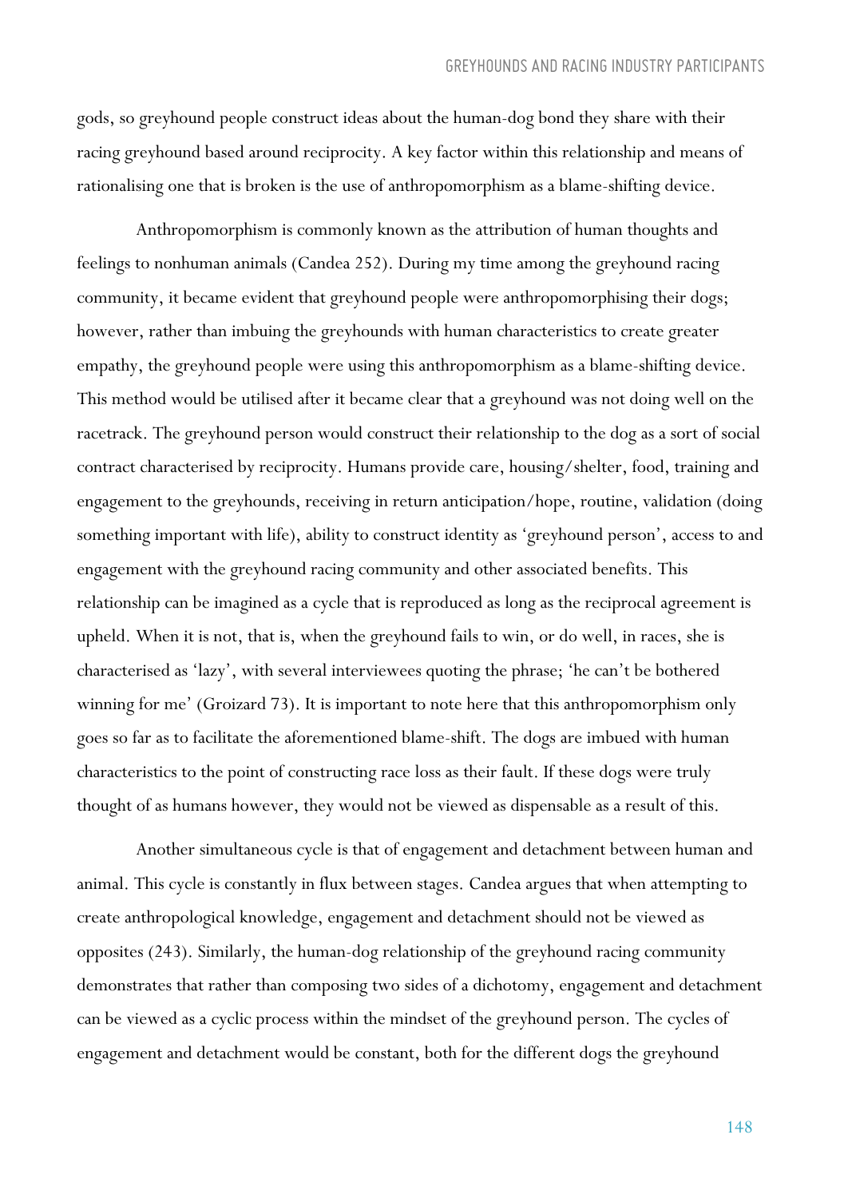gods, so greyhound people construct ideas about the human-dog bond they share with their racing greyhound based around reciprocity. A key factor within this relationship and means of rationalising one that is broken is the use of anthropomorphism as a blame-shifting device.

Anthropomorphism is commonly known as the attribution of human thoughts and feelings to nonhuman animals (Candea 252). During my time among the greyhound racing community, it became evident that greyhound people were anthropomorphising their dogs; however, rather than imbuing the greyhounds with human characteristics to create greater empathy, the greyhound people were using this anthropomorphism as a blame-shifting device. This method would be utilised after it became clear that a greyhound was not doing well on the racetrack. The greyhound person would construct their relationship to the dog as a sort of social contract characterised by reciprocity. Humans provide care, housing/shelter, food, training and engagement to the greyhounds, receiving in return anticipation/hope, routine, validation (doing something important with life), ability to construct identity as 'greyhound person', access to and engagement with the greyhound racing community and other associated benefits. This relationship can be imagined as a cycle that is reproduced as long as the reciprocal agreement is upheld. When it is not, that is, when the greyhound fails to win, or do well, in races, she is characterised as 'lazy', with several interviewees quoting the phrase; 'he can't be bothered winning for me' (Groizard 73). It is important to note here that this anthropomorphism only goes so far as to facilitate the aforementioned blame-shift. The dogs are imbued with human characteristics to the point of constructing race loss as their fault. If these dogs were truly thought of as humans however, they would not be viewed as dispensable as a result of this.

Another simultaneous cycle is that of engagement and detachment between human and animal. This cycle is constantly in flux between stages. Candea argues that when attempting to create anthropological knowledge, engagement and detachment should not be viewed as opposites (243). Similarly, the human-dog relationship of the greyhound racing community demonstrates that rather than composing two sides of a dichotomy, engagement and detachment can be viewed as a cyclic process within the mindset of the greyhound person. The cycles of engagement and detachment would be constant, both for the different dogs the greyhound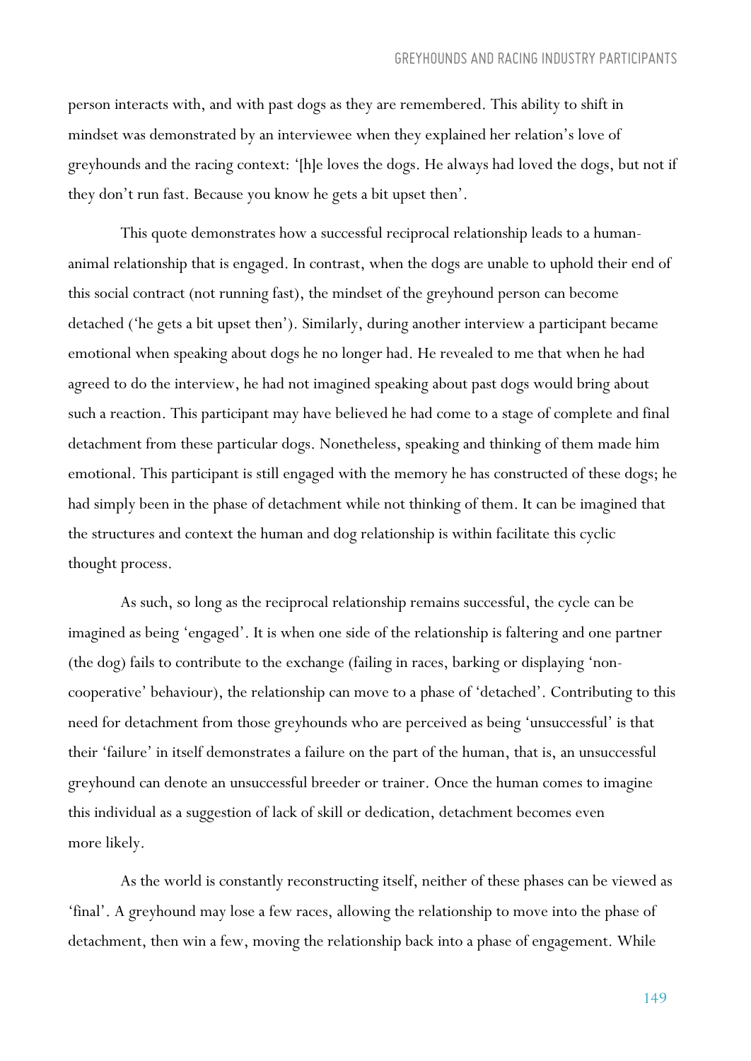person interacts with, and with past dogs as they are remembered. This ability to shift in mindset was demonstrated by an interviewee when they explained her relation's love of greyhounds and the racing context: '[h]e loves the dogs. He always had loved the dogs, but not if they don't run fast. Because you know he gets a bit upset then'.

This quote demonstrates how a successful reciprocal relationship leads to a human-animal relationship that is engaged. In contrast, when the dogs are unable to uphold their end of this social contract (not running fast), the mindset of the greyhound person can become detached ('he gets a bit upset then'). Similarly, during another interview a participant became emotional when speaking about dogs he no longer had. He revealed to me that when he had agreed to do the interview, he had not imagined speaking about past dogs would bring about such a reaction. This participant may have believed he had come to a stage of complete and final detachment from these particular dogs. Nonetheless, speaking and thinking of them made him emotional. This participant is still engaged with the memory he has constructed of these dogs; he had simply been in the phase of detachment while not thinking of them. It can be imagined that the structures and context the human and dog relationship is within facilitate this cyclic thought process.

As such, so long as the reciprocal relationship remains successful, the cycle can be imagined as being 'engaged'. It is when one side of the relationship is faltering and one partner (the dog) fails to contribute to the exchange (failing in races, barking or displaying 'non-cooperative' behaviour), the relationship can move to a phase of 'detached'. Contributing to this need for detachment from those greyhounds who are perceived as being 'unsuccessful' is that their 'failure' in itself demonstrates a failure on the part of the human, that is, an unsuccessful greyhound can denote an unsuccessful breeder or trainer. Once the human comes to imagine this individual as a suggestion of lack of skill or dedication, detachment becomes even more likely.

As the world is constantly reconstructing itself, neither of these phases can be viewed as 'final'. A greyhound may lose a few races, allowing the relationship to move into the phase of detachment, then win a few, moving the relationship back into a phase of engagement. While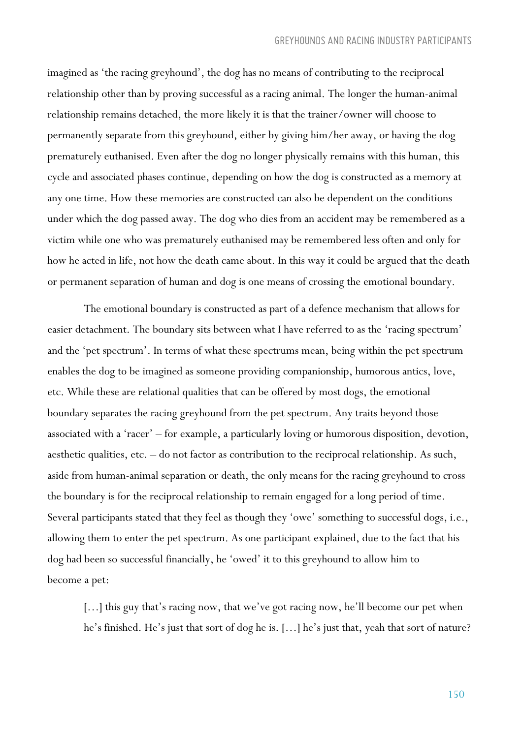imagined as 'the racing greyhound', the dog has no means of contributing to the reciprocal relationship other than by proving successful as a racing animal. The longer the human-animal relationship remains detached, the more likely it is that the trainer/owner will choose to permanently separate from this greyhound, either by giving him/her away, or having the dog prematurely euthanised. Even after the dog no longer physically remains with this human, this cycle and associated phases continue, depending on how the dog is constructed as a memory at any one time. How these memories are constructed can also be dependent on the conditions under which the dog passed away. The dog who dies from an accident may be remembered as a victim while one who was prematurely euthanised may be remembered less often and only for how he acted in life, not how the death came about. In this way it could be argued that the death or permanent separation of human and dog is one means of crossing the emotional boundary.

The emotional boundary is constructed as part of a defence mechanism that allows for easier detachment. The boundary sits between what I have referred to as the 'racing spectrum' and the 'pet spectrum'. In terms of what these spectrums mean, being within the pet spectrum enables the dog to be imagined as someone providing companionship, humorous antics, love, etc. While these are relational qualities that can be offered by most dogs, the emotional boundary separates the racing greyhound from the pet spectrum. Any traits beyond those associated with a 'racer' – for example, a particularly loving or humorous disposition, devotion, aesthetic qualities, etc. – do not factor as contribution to the reciprocal relationship. As such, aside from human-animal separation or death, the only means for the racing greyhound to cross the boundary is for the reciprocal relationship to remain engaged for a long period of time. Several participants stated that they feel as though they 'owe' something to successful dogs, i.e., allowing them to enter the pet spectrum. As one participant explained, due to the fact that his dog had been so successful financially, he 'owed' it to this greyhound to allow him to become a pet:

> […] this guy that's racing now, that we've got racing now, he'll become our pet when he's finished. He's just that sort of dog he is. […] he's just that, yeah that sort of nature?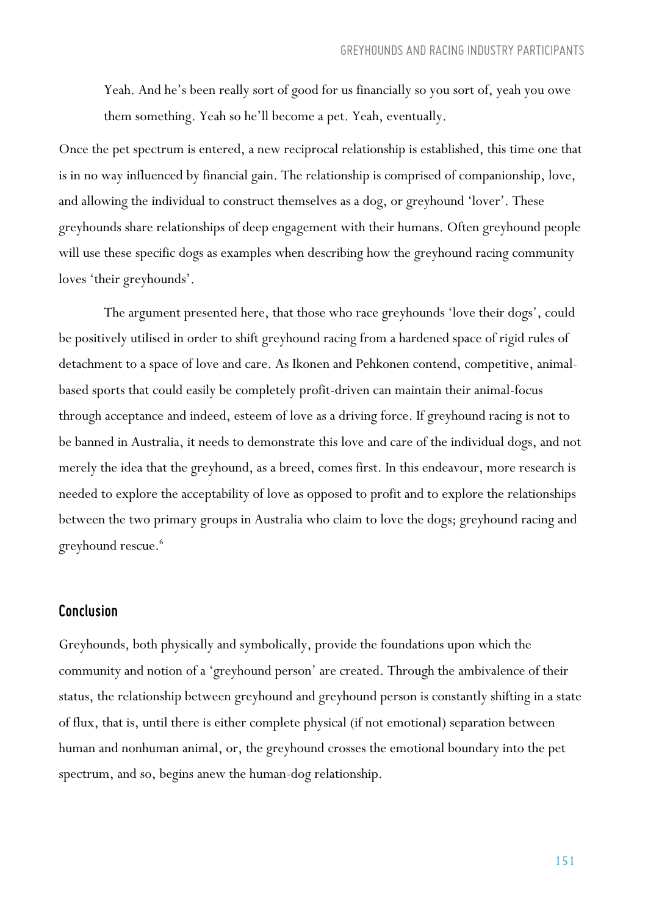> Yeah. And he's been really sort of good for us financially so you sort of, yeah you owe them something. Yeah so he'll become a pet. Yeah, eventually.

Once the pet spectrum is entered, a new reciprocal relationship is established, this time one that is in no way influenced by financial gain. The relationship is comprised of companionship, love, and allowing the individual to construct themselves as a dog, or greyhound 'lover'. These greyhounds share relationships of deep engagement with their humans. Often greyhound people will use these specific dogs as examples when describing how the greyhound racing community loves 'their greyhounds'.

The argument presented here, that those who race greyhounds 'love their dogs', could be positively utilised in order to shift greyhound racing from a hardened space of rigid rules of detachment to a space of love and care. As Ikonen and Pehkonen contend, competitive, animal-based sports that could easily be completely profit-driven can maintain their animal-focus through acceptance and indeed, esteem of love as a driving force. If greyhound racing is not to be banned in Australia, it needs to demonstrate this love and care of the individual dogs, and not merely the idea that the greyhound, as a breed, comes first. In this endeavour, more research is needed to explore the acceptability of love as opposed to profit and to explore the relationships between the two primary groups in Australia who claim to love the dogs; greyhound racing and greyhound rescue.[6]

## Conclusion

Greyhounds, both physically and symbolically, provide the foundations upon which the community and notion of a 'greyhound person' are created. Through the ambivalence of their status, the relationship between greyhound and greyhound person is constantly shifting in a state of flux, that is, until there is either complete physical (if not emotional) separation between human and nonhuman animal, or, the greyhound crosses the emotional boundary into the pet spectrum, and so, begins anew the human-dog relationship.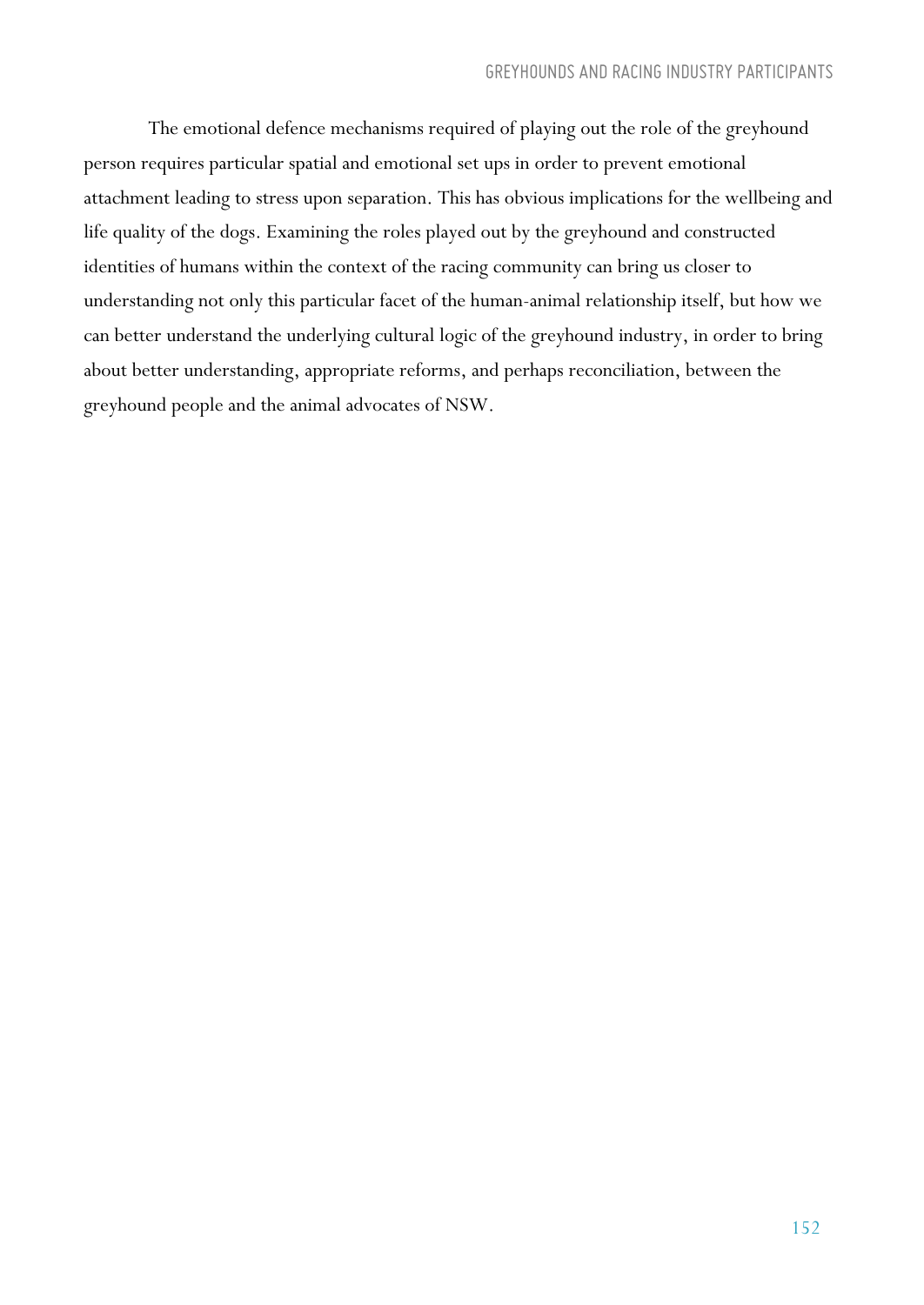The emotional defence mechanisms required of playing out the role of the greyhound person requires particular spatial and emotional set ups in order to prevent emotional attachment leading to stress upon separation. This has obvious implications for the wellbeing and life quality of the dogs. Examining the roles played out by the greyhound and constructed identities of humans within the context of the racing community can bring us closer to understanding not only this particular facet of the human-animal relationship itself, but how we can better understand the underlying cultural logic of the greyhound industry, in order to bring about better understanding, appropriate reforms, and perhaps reconciliation, between the greyhound people and the animal advocates of NSW.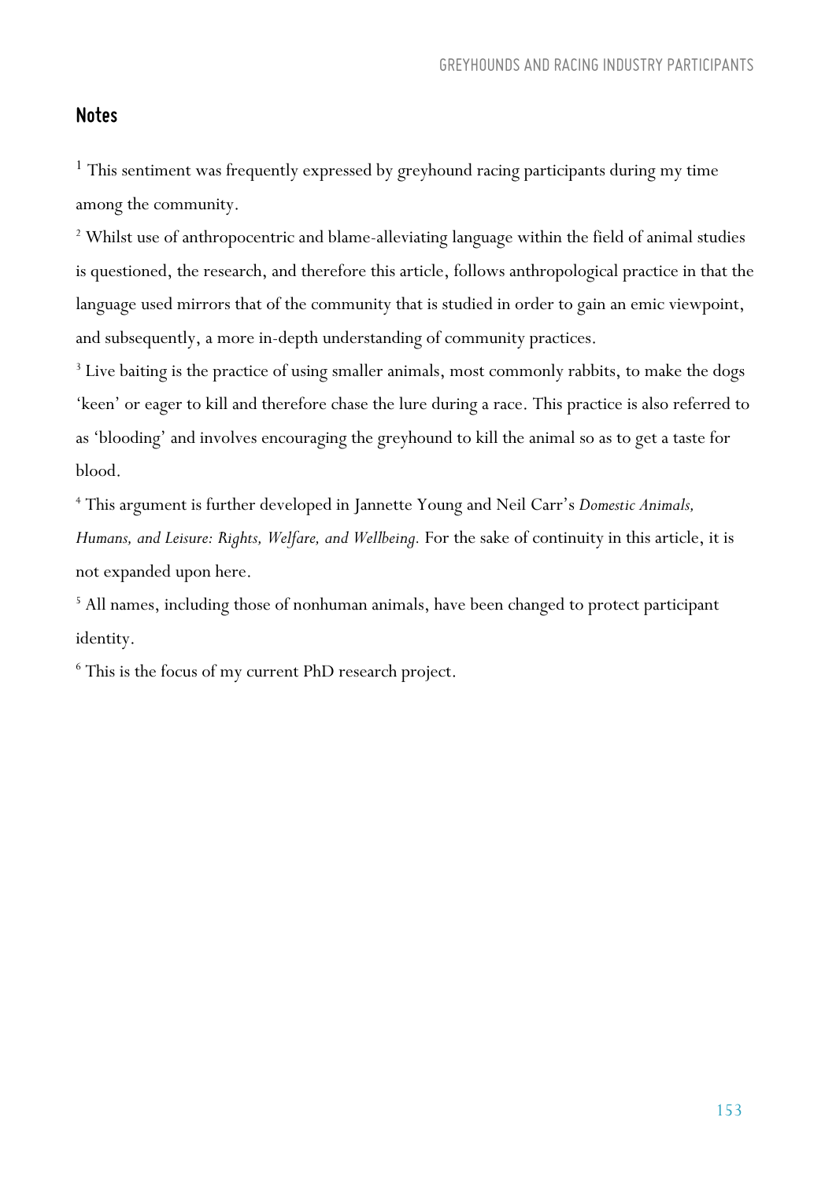## Notes

[1] This sentiment was frequently expressed by greyhound racing participants during my time among the community.

[2] Whilst use of anthropocentric and blame-alleviating language within the field of animal studies is questioned, the research, and therefore this article, follows anthropological practice in that the language used mirrors that of the community that is studied in order to gain an emic viewpoint, and subsequently, a more in-depth understanding of community practices.

[3] Live baiting is the practice of using smaller animals, most commonly rabbits, to make the dogs 'keen' or eager to kill and therefore chase the lure during a race. This practice is also referred to as 'blooding' and involves encouraging the greyhound to kill the animal so as to get a taste for blood.

[4] This argument is further developed in Jannette Young and Neil Carr's *Domestic Animals, Humans, and Leisure: Rights, Welfare, and Wellbeing*. For the sake of continuity in this article, it is not expanded upon here.

[5] All names, including those of nonhuman animals, have been changed to protect participant identity.

[6] This is the focus of my current PhD research project.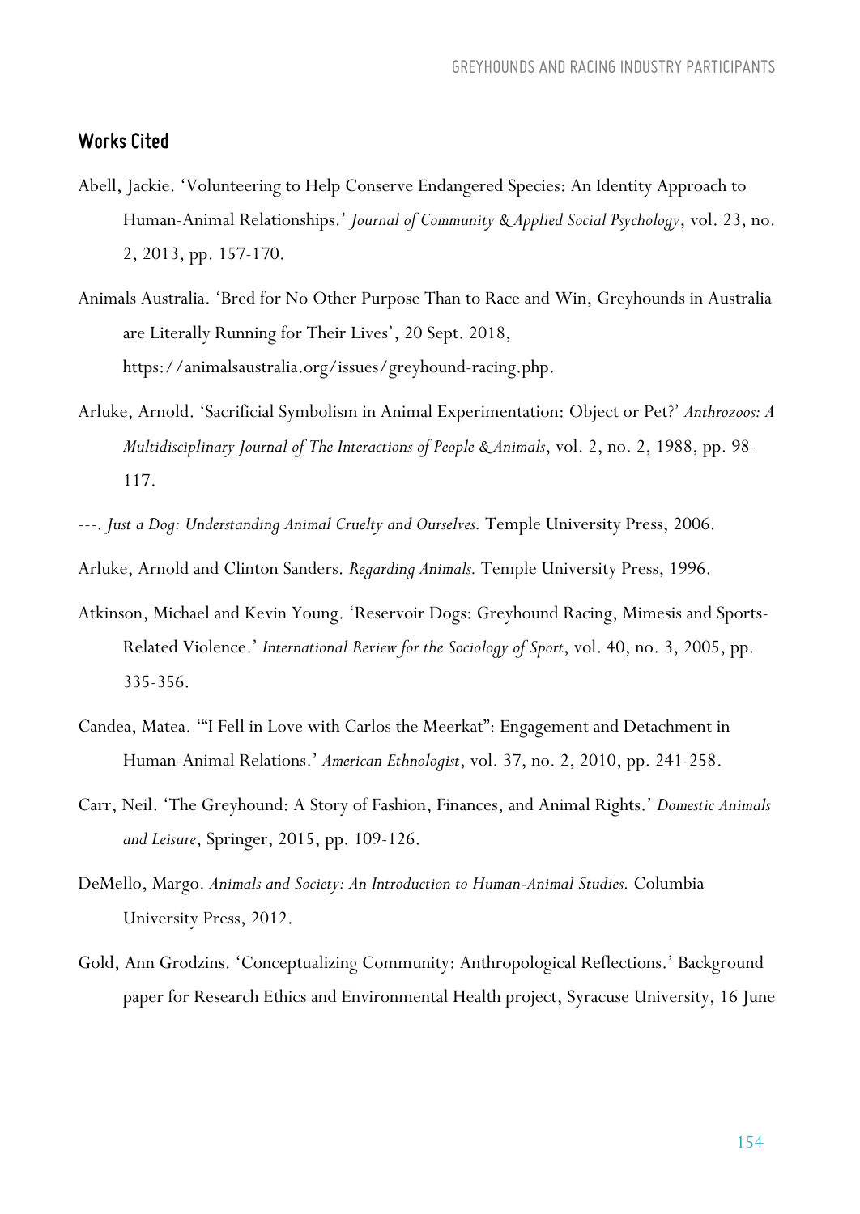## Works Cited

Abell, Jackie. 'Volunteering to Help Conserve Endangered Species: An Identity Approach to Human-Animal Relationships.' *Journal of Community & Applied Social Psychology*, vol. 23, no. 2, 2013, pp. 157-170.

Animals Australia. 'Bred for No Other Purpose Than to Race and Win, Greyhounds in Australia are Literally Running for Their Lives', 20 Sept. 2018, https://animalsaustralia.org/issues/greyhound-racing.php.

Arluke, Arnold. 'Sacrificial Symbolism in Animal Experimentation: Object or Pet?' *Anthrozoos: A Multidisciplinary Journal of The Interactions of People & Animals*, vol. 2, no. 2, 1988, pp. 98-117.

---. *Just a Dog: Understanding Animal Cruelty and Ourselves.* Temple University Press, 2006.

Arluke, Arnold and Clinton Sanders. *Regarding Animals.* Temple University Press, 1996.

Atkinson, Michael and Kevin Young. 'Reservoir Dogs: Greyhound Racing, Mimesis and Sports-Related Violence.' *International Review for the Sociology of Sport*, vol. 40, no. 3, 2005, pp. 335-356.

Candea, Matea. '"I Fell in Love with Carlos the Meerkat": Engagement and Detachment in Human-Animal Relations.' *American Ethnologist*, vol. 37, no. 2, 2010, pp. 241-258.

Carr, Neil. 'The Greyhound: A Story of Fashion, Finances, and Animal Rights.' *Domestic Animals and Leisure*, Springer, 2015, pp. 109-126.

DeMello, Margo. *Animals and Society: An Introduction to Human-Animal Studies.* Columbia University Press, 2012.

Gold, Ann Grodzins. 'Conceptualizing Community: Anthropological Reflections.' Background paper for Research Ethics and Environmental Health project, Syracuse University, 16 June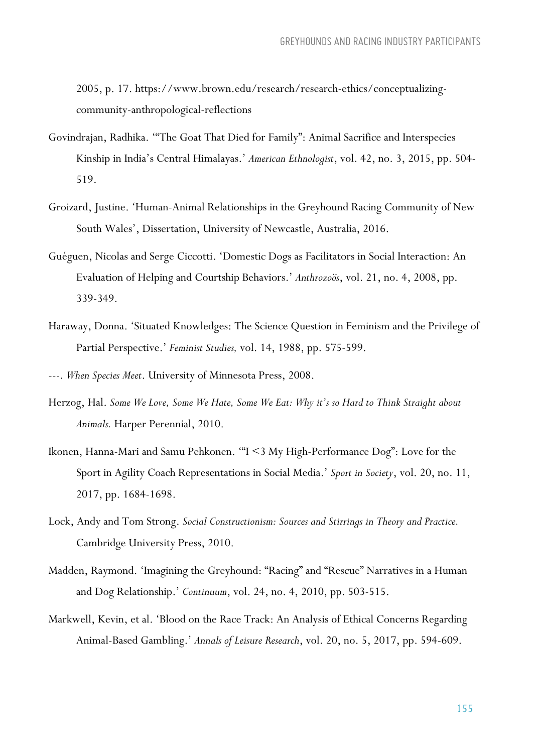2005, p. 17. https://www.brown.edu/research/research-ethics/conceptualizing-community-anthropological-reflections

Govindrajan, Radhika. '"The Goat That Died for Family": Animal Sacrifice and Interspecies Kinship in India's Central Himalayas.' *American Ethnologist*, vol. 42, no. 3, 2015, pp. 504-519.

Groizard, Justine. 'Human-Animal Relationships in the Greyhound Racing Community of New South Wales', Dissertation, University of Newcastle, Australia, 2016.

Guéguen, Nicolas and Serge Ciccotti. 'Domestic Dogs as Facilitators in Social Interaction: An Evaluation of Helping and Courtship Behaviors.' *Anthrozoös*, vol. 21, no. 4, 2008, pp. 339-349.

Haraway, Donna. 'Situated Knowledges: The Science Question in Feminism and the Privilege of Partial Perspective.' *Feminist Studies,* vol. 14, 1988, pp. 575-599.

---. *When Species Meet*. University of Minnesota Press, 2008.

Herzog, Hal. *Some We Love, Some We Hate, Some We Eat: Why it's so Hard to Think Straight about Animals.* Harper Perennial, 2010.

Ikonen, Hanna-Mari and Samu Pehkonen. '"I <3 My High-Performance Dog": Love for the Sport in Agility Coach Representations in Social Media.' *Sport in Society*, vol. 20, no. 11, 2017, pp. 1684-1698.

Lock, Andy and Tom Strong. *Social Constructionism: Sources and Stirrings in Theory and Practice.* Cambridge University Press, 2010.

Madden, Raymond. 'Imagining the Greyhound: "Racing" and "Rescue" Narratives in a Human and Dog Relationship.' *Continuum*, vol. 24, no. 4, 2010, pp. 503-515.

Markwell, Kevin, et al. 'Blood on the Race Track: An Analysis of Ethical Concerns Regarding Animal-Based Gambling.' *Annals of Leisure Research*, vol. 20, no. 5, 2017, pp. 594-609.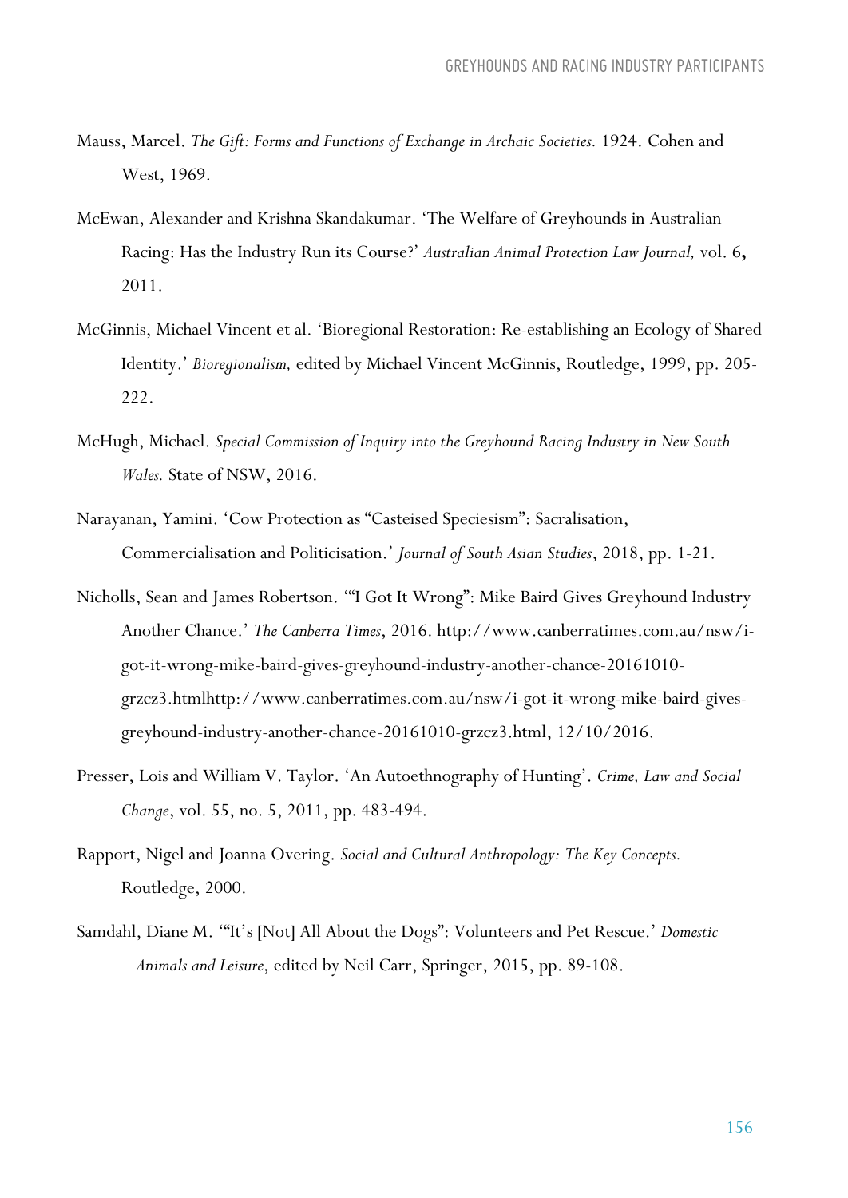Mauss, Marcel. *The Gift: Forms and Functions of Exchange in Archaic Societies.* 1924. Cohen and West, 1969.

McEwan, Alexander and Krishna Skandakumar. 'The Welfare of Greyhounds in Australian Racing: Has the Industry Run its Course?' *Australian Animal Protection Law Journal,* vol. 6**,** 2011.

McGinnis, Michael Vincent et al. 'Bioregional Restoration: Re-establishing an Ecology of Shared Identity.' *Bioregionalism,* edited by Michael Vincent McGinnis, Routledge, 1999, pp. 205-222.

McHugh, Michael. *Special Commission of Inquiry into the Greyhound Racing Industry in New South Wales.* State of NSW, 2016.

Narayanan, Yamini. 'Cow Protection as "Casteised Speciesism": Sacralisation, Commercialisation and Politicisation.' *Journal of South Asian Studies*, 2018, pp. 1-21.

Nicholls, Sean and James Robertson. '"I Got It Wrong": Mike Baird Gives Greyhound Industry Another Chance.' *The Canberra Times*, 2016. http://www.canberratimes.com.au/nsw/i-got-it-wrong-mike-baird-gives-greyhound-industry-another-chance-20161010-grzcz3.htmlhttp://www.canberratimes.com.au/nsw/i-got-it-wrong-mike-baird-gives-greyhound-industry-another-chance-20161010-grzcz3.html, 12/10/2016.

Presser, Lois and William V. Taylor. 'An Autoethnography of Hunting'. *Crime, Law and Social Change*, vol. 55, no. 5, 2011, pp. 483-494.

Rapport, Nigel and Joanna Overing. *Social and Cultural Anthropology: The Key Concepts.* Routledge, 2000.

Samdahl, Diane M. '"It's [Not] All About the Dogs": Volunteers and Pet Rescue.' *Domestic Animals and Leisure*, edited by Neil Carr, Springer, 2015, pp. 89-108.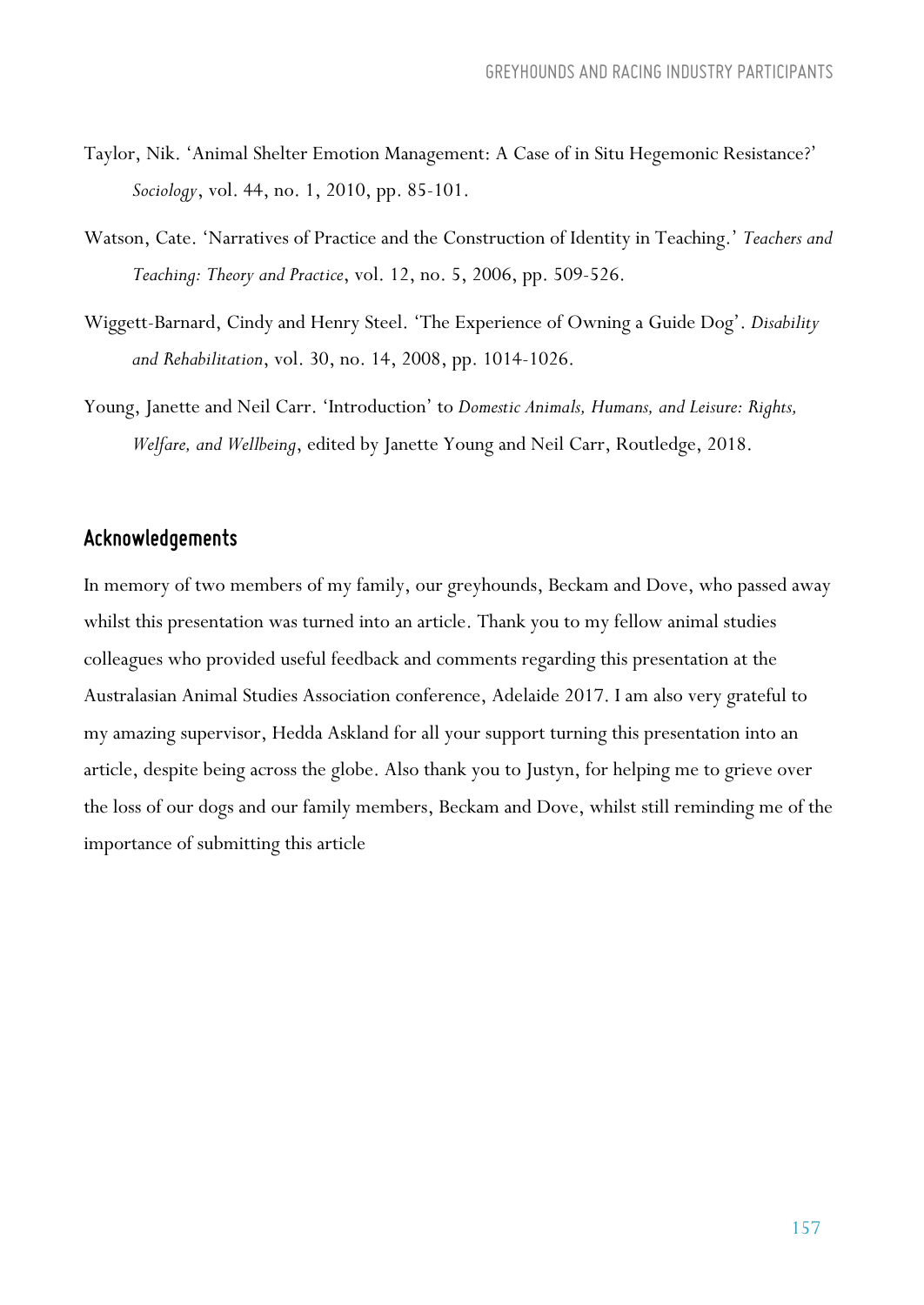Taylor, Nik. 'Animal Shelter Emotion Management: A Case of in Situ Hegemonic Resistance?' *Sociology*, vol. 44, no. 1, 2010, pp. 85-101.

Watson, Cate. 'Narratives of Practice and the Construction of Identity in Teaching.' *Teachers and Teaching: Theory and Practice*, vol. 12, no. 5, 2006, pp. 509-526.

Wiggett-Barnard, Cindy and Henry Steel. 'The Experience of Owning a Guide Dog'. *Disability and Rehabilitation*, vol. 30, no. 14, 2008, pp. 1014-1026.

Young, Janette and Neil Carr. 'Introduction' to *Domestic Animals, Humans, and Leisure: Rights, Welfare, and Wellbeing*, edited by Janette Young and Neil Carr, Routledge, 2018.

## Acknowledgements

In memory of two members of my family, our greyhounds, Beckam and Dove, who passed away whilst this presentation was turned into an article. Thank you to my fellow animal studies colleagues who provided useful feedback and comments regarding this presentation at the Australasian Animal Studies Association conference, Adelaide 2017. I am also very grateful to my amazing supervisor, Hedda Askland for all your support turning this presentation into an article, despite being across the globe. Also thank you to Justyn, for helping me to grieve over the loss of our dogs and our family members, Beckam and Dove, whilst still reminding me of the importance of submitting this article